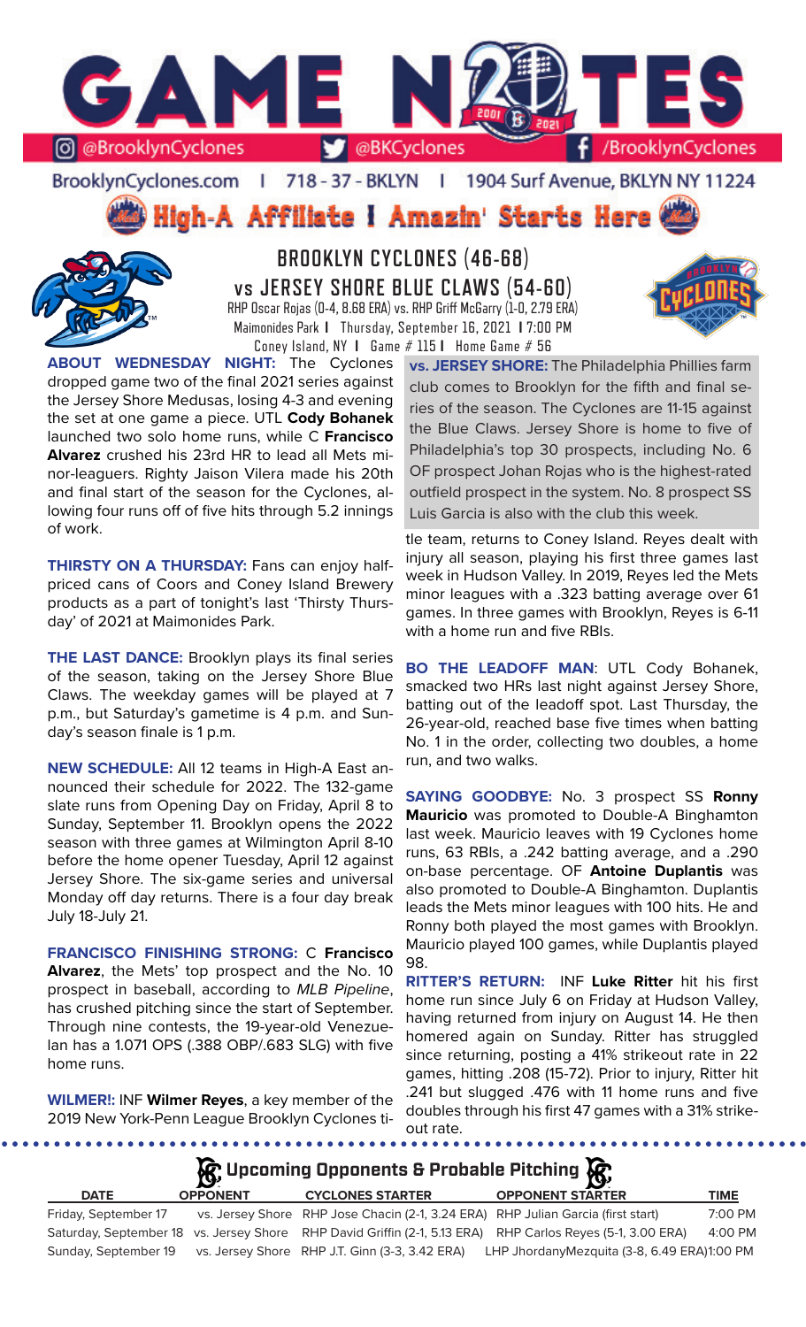# GAME NOTES

@BrooklynCyclones | @BKCyclones | /BrooklynCyclones

BrooklynCyclones.com | 718 - 37 - BKLYN | 1904 Surf Avenue, BKLYN NY 11224

**High-A Affiliate I Amazin' Starts Here**

## BROOKLYN CYCLONES (46-68)
## vs JERSEY SHORE BLUE CLAWS (54-60)

RHP Oscar Rojas (0-4, 8.68 ERA) vs. RHP Griff McGarry (1-0, 2.79 ERA)
Maimonides Park I Thursday, September 16, 2021 I 7:00 PM
Coney Island, NY I Game # 115 I Home Game # 56

**ABOUT WEDNESDAY NIGHT:** The Cyclones dropped game two of the final 2021 series against the Jersey Shore Medusas, losing 4-3 and evening the set at one game a piece. UTL **Cody Bohanek** launched two solo home runs, while C **Francisco Alvarez** crushed his 23rd HR to lead all Mets minor-leaguers. Righty Jaison Vilera made his 20th and final start of the season for the Cyclones, allowing four runs off of five hits through 5.2 innings of work.

**THIRSTY ON A THURSDAY:** Fans can enjoy half-priced cans of Coors and Coney Island Brewery products as a part of tonight's last 'Thirsty Thursday' of 2021 at Maimonides Park.

**THE LAST DANCE:** Brooklyn plays its final series of the season, taking on the Jersey Shore Blue Claws. The weekday games will be played at 7 p.m., but Saturday's gametime is 4 p.m. and Sunday's season finale is 1 p.m.

**NEW SCHEDULE:** All 12 teams in High-A East announced their schedule for 2022. The 132-game slate runs from Opening Day on Friday, April 8 to Sunday, September 11. Brooklyn opens the 2022 season with three games at Wilmington April 8-10 before the home opener Tuesday, April 12 against Jersey Shore. The six-game series and universal Monday off day returns. There is a four day break July 18-July 21.

**FRANCISCO FINISHING STRONG:** C **Francisco Alvarez**, the Mets' top prospect and the No. 10 prospect in baseball, according to *MLB Pipeline*, has crushed pitching since the start of September. Through nine contests, the 19-year-old Venezuelan has a 1.071 OPS (.388 OBP/.683 SLG) with five home runs.

**WILMER!:** INF **Wilmer Reyes**, a key member of the 2019 New York-Penn League Brooklyn Cyclones title team, returns to Coney Island. Reyes dealt with injury all season, playing his first three games last week in Hudson Valley. In 2019, Reyes led the Mets minor leagues with a .323 batting average over 61 games. In three games with Brooklyn, Reyes is 6-11 with a home run and five RBIs.

**vs. JERSEY SHORE:** The Philadelphia Phillies farm club comes to Brooklyn for the fifth and final series of the season. The Cyclones are 11-15 against the Blue Claws. Jersey Shore is home to five of Philadelphia's top 30 prospects, including No. 6 OF prospect Johan Rojas who is the highest-rated outfield prospect in the system. No. 8 prospect SS Luis Garcia is also with the club this week.

**BO THE LEADOFF MAN**: UTL Cody Bohanek, smacked two HRs last night against Jersey Shore, batting out of the leadoff spot. Last Thursday, the 26-year-old, reached base five times when batting No. 1 in the order, collecting two doubles, a home run, and two walks.

**SAYING GOODBYE:** No. 3 prospect SS **Ronny Mauricio** was promoted to Double-A Binghamton last week. Mauricio leaves with 19 Cyclones home runs, 63 RBIs, a .242 batting average, and a .290 on-base percentage. OF **Antoine Duplantis** was also promoted to Double-A Binghamton. Duplantis leads the Mets minor leagues with 100 hits. He and Ronny both played the most games with Brooklyn. Mauricio played 100 games, while Duplantis played 98.

**RITTER'S RETURN:** INF **Luke Ritter** hit his first home run since July 6 on Friday at Hudson Valley, having returned from injury on August 14. He then homered again on Sunday. Ritter has struggled since returning, posting a 41% strikeout rate in 22 games, hitting .208 (15-72). Prior to injury, Ritter hit .241 but slugged .476 with 11 home runs and five doubles through his first 47 games with a 31% strikeout rate.

## Upcoming Opponents & Probable Pitching

| DATE | OPPONENT | CYCLONES STARTER | OPPONENT STARTER | TIME |
|---|---|---|---|---|
| Friday, September 17 | vs. Jersey Shore | RHP Jose Chacin (2-1, 3.24 ERA) | RHP Julian Garcia (first start) | 7:00 PM |
| Saturday, September 18 | vs. Jersey Shore | RHP David Griffin (2-1, 5.13 ERA) | RHP Carlos Reyes (5-1, 3.00 ERA) | 4:00 PM |
| Sunday, September 19 | vs. Jersey Shore | RHP J.T. Ginn (3-3, 3.42 ERA) | LHP JhordanyMezquita (3-8, 6.49 ERA) | 1:00 PM |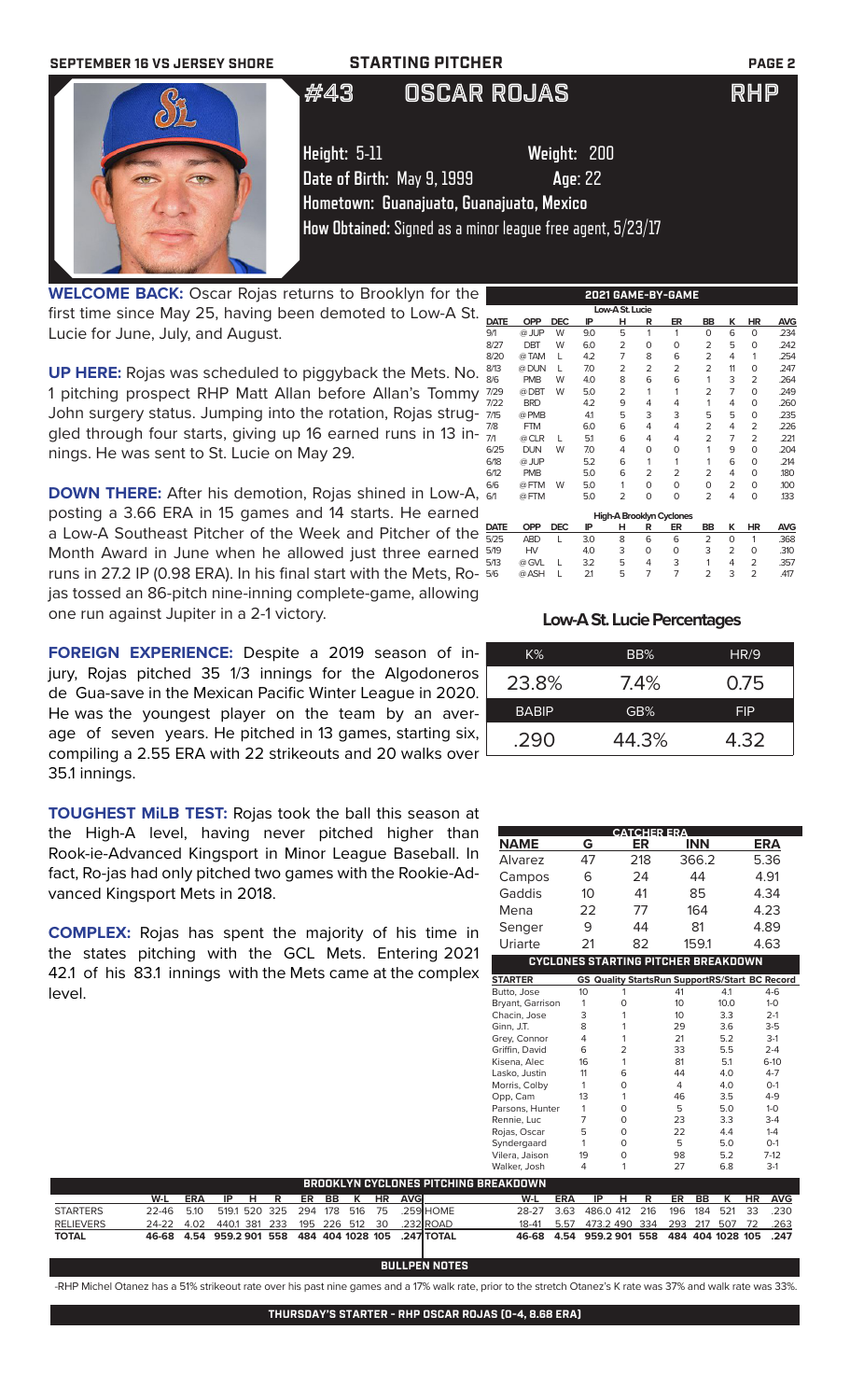SEPTEMBER 16 VS JERSEY SHORE — STARTING PITCHER

# #43 OSCAR ROJAS RHP

**Height:** 5-11 **Weight:** 200
**Date of Birth:** May 9, 1999 **Age:** 22
**Hometown:** Guanajuato, Guanajuato, Mexico
**How Obtained:** Signed as a minor league free agent, 5/23/17

**WELCOME BACK:** Oscar Rojas returns to Brooklyn for the first time since May 25, having been demoted to Low-A St. Lucie for June, July, and August.

**UP HERE:** Rojas was scheduled to piggyback the Mets. No. 1 pitching prospect RHP Matt Allan before Allan's Tommy John surgery status. Jumping into the rotation, Rojas struggled through four starts, giving up 16 earned runs in 13 innings. He was sent to St. Lucie on May 29.

**DOWN THERE:** After his demotion, Rojas shined in Low-A, posting a 3.66 ERA in 15 games and 14 starts. He earned a Low-A Southeast Pitcher of the Week and Pitcher of the Month Award in June when he allowed just three earned runs in 27.2 IP (0.98 ERA). In his final start with the Mets, Rojas tossed an 86-pitch nine-inning complete-game, allowing one run against Jupiter in a 2-1 victory.

**FOREIGN EXPERIENCE:** Despite a 2019 season of injury, Rojas pitched 35 1/3 innings for the Algodoneros de Gua-save in the Mexican Pacific Winter League in 2020. He was the youngest player on the team by an average of seven years. He pitched in 13 games, starting six, compiling a 2.55 ERA with 22 strikeouts and 20 walks over 35.1 innings.

**TOUGHEST MiLB TEST:** Rojas took the ball this season at the High-A level, having never pitched higher than Rook-ie-Advanced Kingsport in Minor League Baseball. In fact, Ro-jas had only pitched two games with the Rookie-Advanced Kingsport Mets in 2018.

**COMPLEX:** Rojas has spent the majority of his time in the states pitching with the GCL Mets. Entering 2021 42.1 of his 83.1 innings with the Mets came at the complex level.

## 2021 GAME-BY-GAME

**Low-A St. Lucie**

| DATE | OPP | DEC | IP | H | R | ER | BB | K | HR | AVG |
|---|---|---|---|---|---|---|---|---|---|---|
| 9/1 | @ JUP | W | 9.0 | 5 | 1 | 1 | 0 | 6 | 0 | .234 |
| 8/27 | DBT | W | 6.0 | 2 | 0 | 0 | 2 | 5 | 0 | .242 |
| 8/20 | @ TAM | L | 4.2 | 7 | 8 | 6 | 2 | 4 | 1 | .254 |
| 8/13 | @ DUN | L | 7.0 | 2 | 2 | 2 | 2 | 11 | 0 | .247 |
| 8/6 | PMB | W | 4.0 | 8 | 6 | 6 | 1 | 3 | 2 | .264 |
| 7/29 | @ DBT | W | 5.0 | 2 | 1 | 1 | 2 | 7 | 0 | .249 |
| 7/22 | BRD | | 4.2 | 9 | 4 | 4 | 1 | 4 | 0 | .260 |
| 7/15 | @ PMB | | 4.1 | 5 | 3 | 3 | 5 | 5 | 0 | .235 |
| 7/8 | FTM | | 6.0 | 6 | 4 | 4 | 2 | 4 | 2 | .226 |
| 7/1 | @ CLR | L | 5.1 | 6 | 4 | 4 | 2 | 7 | 2 | .221 |
| 6/25 | DUN | W | 7.0 | 4 | 0 | 0 | 1 | 9 | 0 | .204 |
| 6/18 | @ JUP | | 5.2 | 6 | 1 | 1 | 1 | 6 | 0 | .214 |
| 6/12 | PMB | | 5.0 | 6 | 2 | 2 | 2 | 4 | 0 | .180 |
| 6/6 | @ FTM | W | 5.0 | 1 | 0 | 0 | 0 | 2 | 0 | .100 |
| 6/1 | @ FTM | | 5.0 | 2 | 0 | 0 | 2 | 4 | 0 | .133 |

**High-A Brooklyn Cyclones**

| DATE | OPP | DEC | IP | H | R | ER | BB | K | HR | AVG |
|---|---|---|---|---|---|---|---|---|---|---|
| 5/25 | ABD | L | 3.0 | 8 | 6 | 6 | 2 | 0 | 1 | .368 |
| 5/19 | HV | | 4.0 | 3 | 0 | 0 | 3 | 2 | 0 | .310 |
| 5/13 | @ GVL | L | 3.2 | 5 | 4 | 3 | 1 | 4 | 2 | .357 |
| 5/6 | @ ASH | L | 2.1 | 5 | 7 | 7 | 2 | 3 | 2 | .417 |

## Low-A St. Lucie Percentages

| K% | BB% | HR/9 |
|---|---|---|
| 23.8% | 7.4% | 0.75 |
| **BABIP** | **GB%** | **FIP** |
| .290 | 44.3% | 4.32 |

## CATCHER ERA

| NAME | G | ER | INN | ERA |
|---|---|---|---|---|
| Alvarez | 47 | 218 | 366.2 | 5.36 |
| Campos | 6 | 24 | 44 | 4.91 |
| Gaddis | 10 | 41 | 85 | 4.34 |
| Mena | 22 | 77 | 164 | 4.23 |
| Senger | 9 | 44 | 81 | 4.89 |
| Uriarte | 21 | 82 | 159.1 | 4.63 |

## CYCLONES STARTING PITCHER BREAKDOWN

| STARTER | GS | Quality Starts | Run Support | RS/Start | BC Record |
|---|---|---|---|---|---|
| Butto, Jose | 10 | 1 | 41 | 4.1 | 4-6 |
| Bryant, Garrison | 1 | 0 | 10 | 10.0 | 1-0 |
| Chacin, Jose | 3 | 1 | 10 | 3.3 | 2-1 |
| Ginn, J.T. | 8 | 1 | 29 | 3.6 | 3-5 |
| Grey, Connor | 4 | 1 | 21 | 5.2 | 3-1 |
| Griffin, David | 6 | 2 | 33 | 5.5 | 2-4 |
| Kisena, Alec | 16 | 1 | 81 | 5.1 | 6-10 |
| Lasko, Justin | 11 | 6 | 44 | 4.0 | 4-7 |
| Morris, Colby | 1 | 0 | 4 | 4.0 | 0-1 |
| Opp, Cam | 13 | 1 | 46 | 3.5 | 4-9 |
| Parsons, Hunter | 1 | 0 | 5 | 5.0 | 1-0 |
| Rennie, Luc | 7 | 0 | 23 | 3.3 | 3-4 |
| Rojas, Oscar | 5 | 0 | 22 | 4.4 | 1-4 |
| Syndergaard | 1 | 0 | 5 | 5.0 | 0-1 |
| Vilera, Jaison | 19 | 0 | 98 | 5.2 | 7-12 |
| Walker, Josh | 4 | 1 | 27 | 6.8 | 3-1 |

## BROOKLYN CYCLONES PITCHING BREAKDOWN

| | W-L | ERA | IP | H | R | ER | BB | K | HR | AVG |
|---|---|---|---|---|---|---|---|---|---|---|
| STARTERS | 22-46 | 5.10 | 519.1 | 520 | 325 | 294 | 178 | 516 | 75 | .259 |
| RELIEVERS | 24-22 | 4.02 | 440.1 | 381 | 233 | 195 | 226 | 512 | 30 | .232 |
| **TOTAL** | **46-68** | **4.54** | **959.2** | **901** | **558** | **484** | **404** | **1028** | **105** | **.247** |

| | W-L | ERA | IP | H | R | ER | BB | K | HR | AVG |
|---|---|---|---|---|---|---|---|---|---|---|
| HOME | 28-27 | 3.63 | 486.0 | 412 | 216 | 196 | 184 | 521 | 33 | .230 |
| ROAD | 18-41 | 5.57 | 473.2 | 490 | 334 | 293 | 217 | 507 | 72 | .263 |
| **TOTAL** | **46-68** | **4.54** | **959.2** | **901** | **558** | **484** | **404** | **1028** | **105** | **.247** |

## BULLPEN NOTES

-RHP Michel Otanez has a 51% strikeout rate over his past nine games and a 17% walk rate, prior to the stretch Otanez's K rate was 37% and walk rate was 33%.

**THURSDAY'S STARTER - RHP OSCAR ROJAS (0-4, 8.68 ERA)**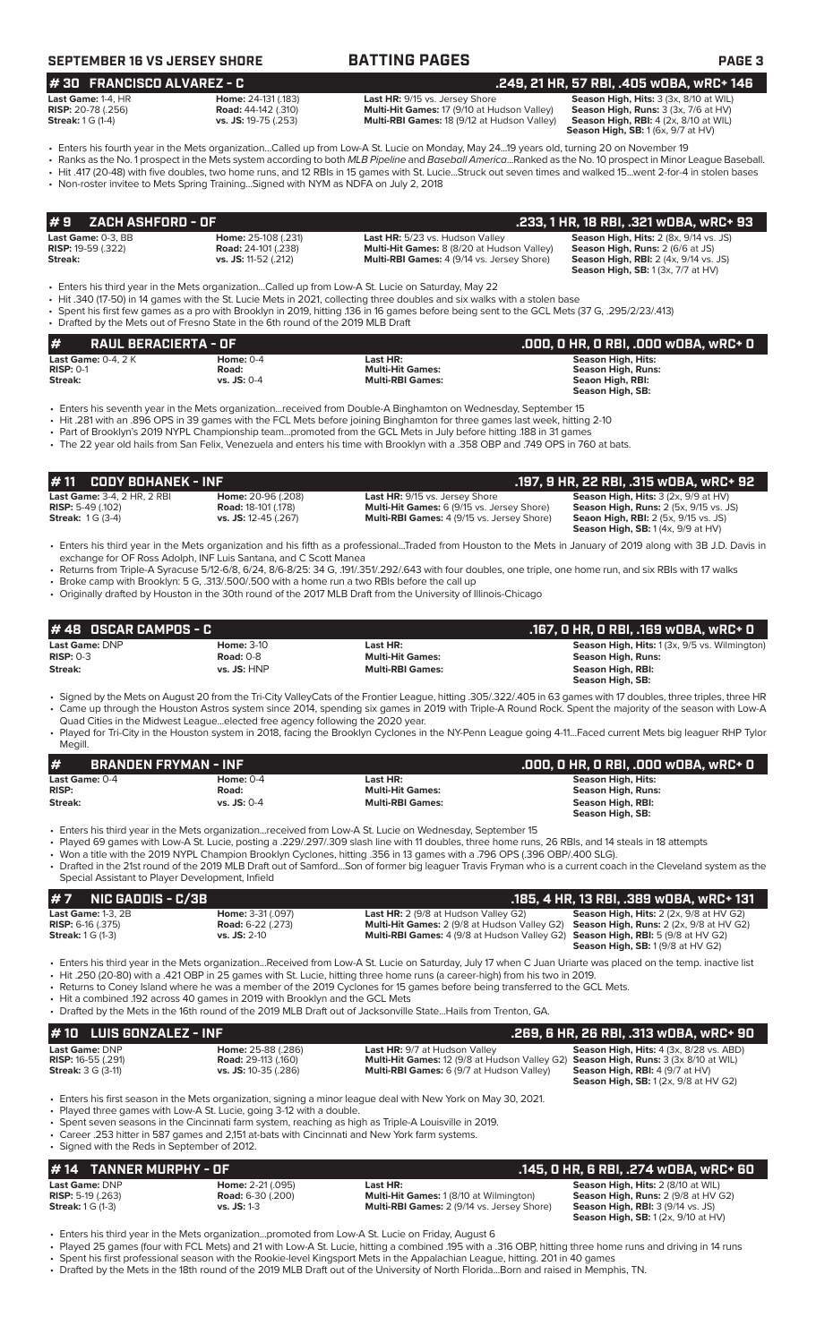## # 30 FRANCISCO ALVAREZ - C — .249, 21 HR, 57 RBI, .405 wOBA, wRC+ 146

| | | | |
|---|---|---|---|
| **Last Game:** 1-4, HR | **Home:** 24-131 (.183) | **Last HR:** 9/15 vs. Jersey Shore | **Season High, Hits:** 3 (3x, 8/10 at WIL) |
| **RISP:** 20-78 (.256) | **Road:** 44-142 (.310) | **Multi-Hit Games:** 17 (9/10 at Hudson Valley) | **Season High, Runs:** 3 (3x, 7/6 at HV) |
| **Streak:** 1 G (1-4) | **vs. JS:** 19-75 (.253) | **Multi-RBI Games:** 18 (9/12 at Hudson Valley) | **Season High, RBI:** 4 (2x, 8/10 at WIL) |
| | | | **Season High, SB:** 1 (6x, 9/7 at HV) |

- Enters his fourth year in the Mets organization...Called up from Low-A St. Lucie on Monday, May 24...19 years old, turning 20 on November 19
- Ranks as the No. 1 prospect in the Mets system according to both *MLB Pipeline* and *Baseball America*...Ranked as the No. 10 prospect in Minor League Baseball.
- Hit .417 (20-48) with five doubles, two home runs, and 12 RBIs in 15 games with St. Lucie...Struck out seven times and walked 15...went 2-for-4 in stolen bases
- Non-roster invitee to Mets Spring Training...Signed with NYM as NDFA on July 2, 2018

## # 9 ZACH ASHFORD - OF — .233, 1 HR, 18 RBI, .321 wOBA, wRC+ 93

| | | | |
|---|---|---|---|
| **Last Game:** 0-3, BB | **Home:** 25-108 (.231) | **Last HR:** 5/23 vs. Hudson Valley | **Season High, Hits:** 2 (8x, 9/14 vs. JS) |
| **RISP:** 19-59 (.322) | **Road:** 24-101 (.238) | **Multi-Hit Games:** 8 (8/20 at Hudson Valley) | **Season High, Runs:** 2 (6/6 at JS) |
| **Streak:** | **vs. JS:** 11-52 (.212) | **Multi-RBI Games:** 4 (9/14 vs. Jersey Shore) | **Season High, RBI:** 2 (4x, 9/14 vs. JS) |
| | | | **Season High, SB:** 1 (3x, 7/7 at HV) |

- Enters his third year in the Mets organization...Called up from Low-A St. Lucie on Saturday, May 22
- Hit .340 (17-50) in 14 games with the St. Lucie Mets in 2021, collecting three doubles and six walks with a stolen base
- Spent his first few games as a pro with Brooklyn in 2019, hitting .136 in 16 games before being sent to the GCL Mets (37 G, .295/2/23/.413)
- Drafted by the Mets out of Fresno State in the 6th round of the 2019 MLB Draft

## # RAUL BERACIERTA - OF — .000, 0 HR, 0 RBI, .000 wOBA, wRC+ 0

| | | | |
|---|---|---|---|
| **Last Game:** 0-4, 2 K | **Home:** 0-4 | **Last HR:** | **Season High, Hits:** |
| **RISP:** 0-1 | **Road:** | **Multi-Hit Games:** | **Season High, Runs:** |
| **Streak:** | **vs. JS:** 0-4 | **Multi-RBI Games:** | **Seaon High, RBI:** |
| | | | **Season High, SB:** |

- Enters his seventh year in the Mets organization...received from Double-A Binghamton on Wednesday, September 15
- Hit .281 with an .896 OPS in 39 games with the FCL Mets before joining Binghamton for three games last week, hitting 2-10
- Part of Brooklyn's 2019 NYPL Championship team...promoted from the GCL Mets in July before hitting .188 in 31 games
- The 22 year old hails from San Felix, Venezuela and enters his time with Brooklyn with a .358 OBP and .749 OPS in 760 at bats.

## # 11 CODY BOHANEK - INF — .197, 9 HR, 22 RBI, .315 wOBA, wRC+ 92

| | | | |
|---|---|---|---|
| **Last Game:** 3-4, 2 HR, 2 RBI | **Home:** 20-96 (.208) | **Last HR:** 9/15 vs. Jersey Shore | **Season High, Hits:** 3 (2x, 9/9 at HV) |
| **RISP:** 5-49 (.102) | **Road:** 18-101 (.178) | **Multi-Hit Games:** 6 (9/15 vs. Jersey Shore) | **Season High, Runs:** 2 (5x, 9/15 vs. JS) |
| **Streak:** 1 G (3-4) | **vs. JS:** 12-45 (.267) | **Multi-RBI Games:** 4 (9/15 vs. Jersey Shore) | **Seaon High, RBI:** 2 (5x, 9/15 vs. JS) |
| | | | **Season High, SB:** 1 (4x, 9/9 at HV) |

- Enters his third year in the Mets organization and his fifth as a professional...Traded from Houston to the Mets in January of 2019 along with 3B J.D. Davis in exchange for OF Ross Adolph, INF Luis Santana, and C Scott Manea
- Returns from Triple-A Syracuse 5/12-6/8, 6/24, 8/6-8/25: 34 G, .191/.351/.292/.643 with four doubles, one triple, one home run, and six RBIs with 17 walks
- Broke camp with Brooklyn: 5 G, .313/.500/.500 with a home run a two RBIs before the call up
- Originally drafted by Houston in the 30th round of the 2017 MLB Draft from the University of Illinois-Chicago

## # 48 OSCAR CAMPOS - C — .167, 0 HR, 0 RBI, .169 wOBA, wRC+ 0

| | | | |
|---|---|---|---|
| **Last Game:** DNP | **Home:** 3-10 | **Last HR:** | **Season High, Hits:** 1 (3x, 9/5 vs. Wilmington) |
| **RISP:** 0-3 | **Road:** 0-8 | **Multi-Hit Games:** | **Season High, Runs:** |
| **Streak:** | **vs. JS:** HNP | **Multi-RBI Games:** | **Season High, RBI:** |
| | | | **Season High, SB:** |

- Signed by the Mets on August 20 from the Tri-City ValleyCats of the Frontier League, hitting .305/.322/.405 in 63 games with 17 doubles, three triples, three HR
- Came up through the Houston Astros system since 2014, spending six games in 2019 with Triple-A Round Rock. Spent the majority of the season with Low-A Quad Cities in the Midwest League...elected free agency following the 2020 year.
- Played for Tri-City in the Houston system in 2018, facing the Brooklyn Cyclones in the NY-Penn League going 4-11...Faced current Mets big leaguer RHP Tylor Megill.

## # BRANDEN FRYMAN - INF — .000, 0 HR, 0 RBI, .000 wOBA, wRC+ 0

| | | | |
|---|---|---|---|
| **Last Game:** 0-4 | **Home:** 0-4 | **Last HR:** | **Season High, Hits:** |
| **RISP:** | **Road:** | **Multi-Hit Games:** | **Season High, Runs:** |
| **Streak:** | **vs. JS:** 0-4 | **Multi-RBI Games:** | **Season High, RBI:** |
| | | | **Season High, SB:** |

- Enters his third year in the Mets organization...received from Low-A St. Lucie on Wednesday, September 15
- Played 69 games with Low-A St. Lucie, posting a .229/.297/.309 slash line with 11 doubles, three home runs, 26 RBIs, and 14 steals in 18 attempts
- Won a title with the 2019 NYPL Champion Brooklyn Cyclones, hitting .356 in 13 games with a .796 OPS (.396 OBP/.400 SLG).
- Drafted in the 21st round of the 2019 MLB Draft out of Samford...Son of former big leaguer Travis Fryman who is a current coach in the Cleveland system as the Special Assistant to Player Development, Infield

## # 7 NIC GADDIS - C/3B — .185, 4 HR, 13 RBI, .389 wOBA, wRC+ 131

| | | | |
|---|---|---|---|
| **Last Game:** 1-3, 2B | **Home:** 3-31 (.097) | **Last HR:** 2 (9/8 at Hudson Valley G2) | **Season High, Hits:** 2 (2x, 9/8 at HV G2) |
| **RISP:** 6-16 (.375) | **Road:** 6-22 (.273) | **Multi-Hit Games:** 2 (9/8 at Hudson Valley G2) | **Season High, Runs:** 2 (2x, 9/8 at HV G2) |
| **Streak:** 1 G (1-3) | **vs. JS:** 2-10 | **Multi-RBI Games:** 4 (9/8 at Hudson Valley G2) | **Season High, RBI:** 5 (9/8 at HV G2) |
| | | | **Season High, SB:** 1 (9/8 at HV G2) |

- Enters his third year in the Mets organization...Received from Low-A St. Lucie on Saturday, July 17 when C Juan Uriarte was placed on the temp. inactive list
- Hit .250 (20-80) with a .421 OBP in 25 games with St. Lucie, hitting three home runs (a career-high) from his two in 2019.
- Returns to Coney Island where he was a member of the 2019 Cyclones for 15 games before being transferred to the GCL Mets.
- Hit a combined .192 across 40 games in 2019 with Brooklyn and the GCL Mets
- Drafted by the Mets in the 16th round of the 2019 MLB Draft out of Jacksonville State...Hails from Trenton, GA.

## # 10 LUIS GONZALEZ - INF — .269, 6 HR, 26 RBI, .313 wOBA, wRC+ 90

| | | | |
|---|---|---|---|
| **Last Game:** DNP | **Home:** 25-88 (.286) | **Last HR:** 9/7 at Hudson Valley | **Season High, Hits:** 4 (3x, 8/28 vs. ABD) |
| **RISP:** 16-55 (.291) | **Road:** 29-113 (.160) | **Multi-Hit Games:** 12 (9/8 at Hudson Valley G2) | **Season High, Runs:** 3 (3x, 8/10 at WIL) |
| **Streak:** 3 G (3-11) | **vs. JS:** 10-35 (.286) | **Multi-RBI Games:** 6 (9/7 at Hudson Valley) | **Season High, RBI:** 4 (9/7 at HV) |
| | | | **Season High, SB:** 1 (2x, 9/8 at HV G2) |

- Enters his first season in the Mets organization, signing a minor league deal with New York on May 30, 2021.
- Played three games with Low-A St. Lucie, going 3-12 with a double.
- Spent seven seasons in the Cincinnati farm system, reaching as high as Triple-A Louisville in 2019.
- Career .253 hitter in 587 games and 2,151 at-bats with Cincinnati and New York farm systems.
- Signed with the Reds in September of 2012.

## # 14 TANNER MURPHY - OF — .145, 0 HR, 6 RBI, .274 wOBA, wRC+ 60

| | | | |
|---|---|---|---|
| **Last Game:** DNP | **Home:** 2-21 (.095) | **Last HR:** | **Season High, Hits:** 2 (8/10 at WIL) |
| **RISP:** 5-19 (.263) | **Road:** 6-30 (.200) | **Multi-Hit Games:** 1 (8/10 at Wilmington) | **Season High, Runs:** 2 (9/8 at HV G2) |
| **Streak:** 1 G (1-3) | **vs. JS:** 1-3 | **Multi-RBI Games:** 2 (9/14 vs. Jersey Shore) | **Season High, RBI:** 3 (9/14 vs. JS) |
| | | | **Season High, SB:** 1 (2x, 9/10 at HV) |

- Enters his third year in the Mets organization...promoted from Low-A St. Lucie on Friday, August 6
- Played 25 games (four with FCL Mets) and 21 with Low-A St. Lucie, hitting a combined .195 with a .316 OBP, hitting three home runs and driving in 14 runs
- Spent his first professional season with the Rookie-level Kingsport Mets in the Appalachian League, hitting. 201 in 40 games
- Drafted by the Mets in the 18th round of the 2019 MLB Draft out of the University of North Florida...Born and raised in Memphis, TN.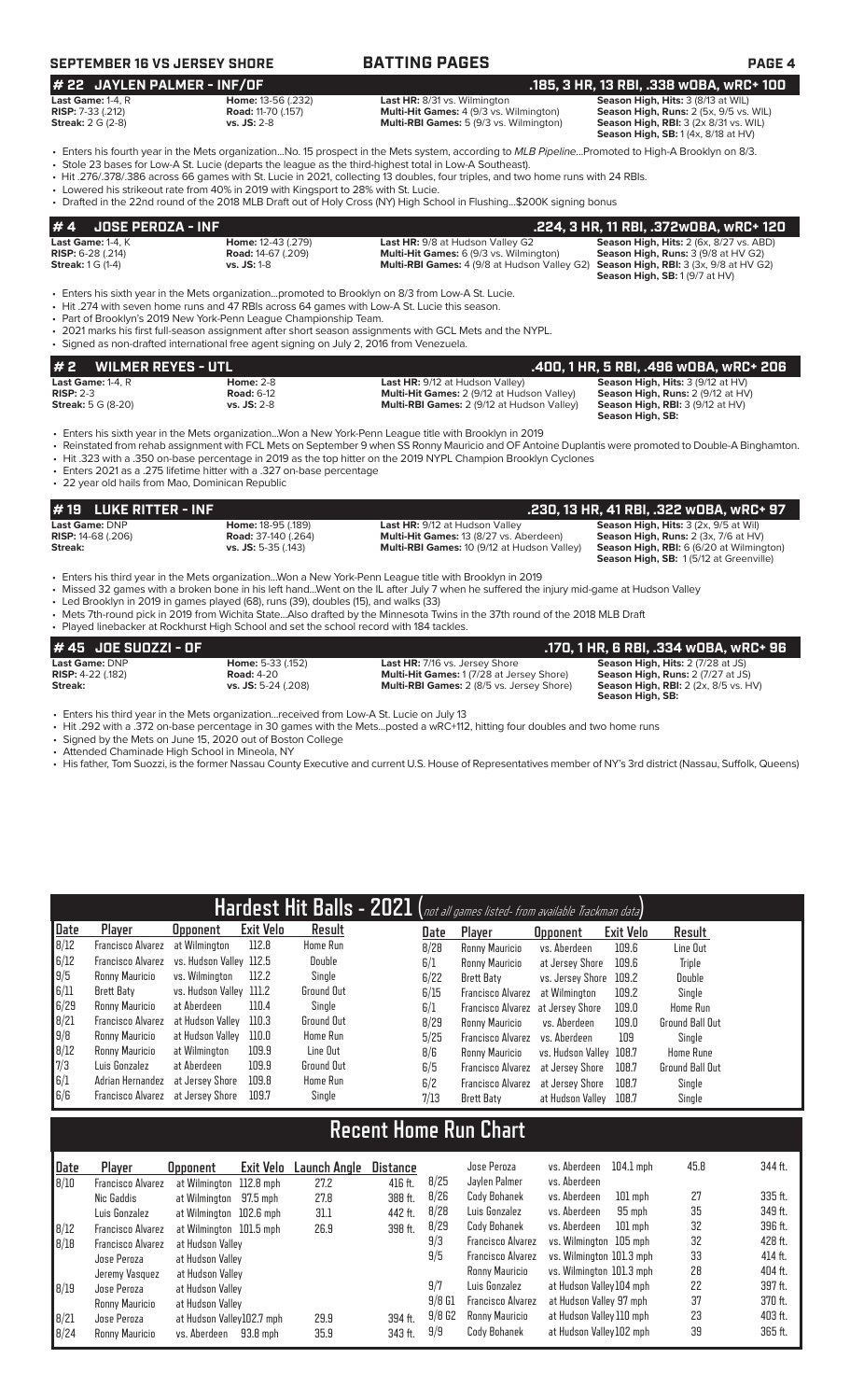**SEPTEMBER 16 VS JERSEY SHORE** | **BATTING PAGES**

## # 22 JAYLEN PALMER - INF/OF — .185, 3 HR, 13 RBI, .338 wOBA, wRC+ 100

**Last Game:** 1-4, R | **Home:** 13-56 (.232) | **Last HR:** 8/31 vs. Wilmington | **Season High, Hits:** 3 (8/13 at WIL)
**RISP:** 7-33 (.212) | **Road:** 11-70 (.157) | **Multi-Hit Games:** 4 (9/3 vs. Wilmington) | **Season High, Runs:** 2 (5x, 9/5 vs. WIL)
**Streak:** 2 G (2-8) | **vs. JS:** 2-8 | **Multi-RBI Games:** 5 (9/3 vs. Wilmington) | **Season High, RBI:** 3 (2x 8/31 vs. WIL)
**Season High, SB:** 1 (4x, 8/18 at HV)

- Enters his fourth year in the Mets organization...No. 15 prospect in the Mets system, according to *MLB Pipeline*...Promoted to High-A Brooklyn on 8/3.
- Stole 23 bases for Low-A St. Lucie (departs the league as the third-highest total in Low-A Southeast).
- Hit .276/.378/.386 across 66 games with St. Lucie in 2021, collecting 13 doubles, four triples, and two home runs with 24 RBIs.
- Lowered his strikeout rate from 40% in 2019 with Kingsport to 28% with St. Lucie.
- Drafted in the 22nd round of the 2018 MLB Draft out of Holy Cross (NY) High School in Flushing...$200K signing bonus

## # 4 JOSE PEROZA - INF — .224, 3 HR, 11 RBI, .372wOBA, wRC+ 120

**Last Game:** 1-4, K | **Home:** 12-43 (.279) | **Last HR:** 9/8 at Hudson Valley G2 | **Season High, Hits:** 2 (6x, 8/27 vs. ABD)
**RISP:** 6-28 (.214) | **Road:** 14-67 (.209) | **Multi-Hit Games:** 6 (9/3 vs. Wilmington) | **Season High, Runs:** 3 (9/8 at HV G2)
**Streak:** 1 G (1-4) | **vs. JS:** 1-8 | **Multi-RBI Games:** 4 (9/8 at Hudson Valley G2) | **Season High, RBI:** 3 (9/8 at HV G2)
**Season High, SB:** 1 (9/7 at HV)

- Enters his sixth year in the Mets organization...promoted to Brooklyn on 8/3 from Low-A St. Lucie.
- Hit .274 with seven home runs and 47 RBIs across 64 games with Low-A St. Lucie this season.
- Part of Brooklyn's 2019 New York-Penn League Championship Team.
- 2021 marks his first full-season assignment after short season assignments with GCL Mets and the NYPL.
- Signed as non-drafted international free agent signing on July 2, 2016 from Venezuela.

## # 2 WILMER REYES - UTL — .400, 1 HR, 5 RBI, .496 wOBA, wRC+ 206

**Last Game:** 1-4, R | **Home:** 2-8 | **Last HR:** 9/12 at Hudson Valley) | **Season High, Hits:** 3 (9/12 at HV)
**RISP:** 2-3 | **Road:** 6-12 | **Multi-Hit Games:** 2 (9/12 at Hudson Valley) | **Season High, Runs:** 2 (9/12 at HV)
**Streak:** 5 G (8-20) | **vs. JS:** 2-8 | **Multi-RBI Games:** 2 (9/12 at Hudson Valley) | **Season High, RBI:** 3 (9/12 at HV)
**Season High, SB:**

- Enters his sixth year in the Mets organization...Won a New York-Penn League title with Brooklyn in 2019
- Reinstated from rehab assignment with FCL Mets on September 9 when SS Ronny Mauricio and OF Antoine Duplantis were promoted to Double-A Binghamton.
- Hit .323 with a .350 on-base percentage in 2019 as the top hitter on the 2019 NYPL Champion Brooklyn Cyclones
- Enters 2021 as a .275 lifetime hitter with a .327 on-base percentage
- 22 year old hails from Mao, Dominican Republic

## # 19 LUKE RITTER - INF — .230, 13 HR, 41 RBI, .322 wOBA, wRC+ 97

**Last Game:** DNP | **Home:** 18-95 (.189) | **Last HR:** 9/12 at Hudson Valley | **Season High, Hits:** 3 (2x, 9/5 at Wil)
**RISP:** 14-68 (.206) | **Road:** 37-140 (.264) | **Multi-Hit Games:** 13 (8/27 vs. Aberdeen) | **Season High, Runs:** 2 (3x, 7/6 at HV)
**Streak:** | **vs. JS:** 5-35 (.143) | **Multi-RBI Games:** 10 (9/12 at Hudson Valley) | **Season High, RBI:** 6 (6/20 at Wilmington)
**Season High, SB:** 1 (5/12 at Greenville)

- Enters his third year in the Mets organization...Won a New York-Penn League title with Brooklyn in 2019
- Missed 32 games with a broken bone in his left hand...Went on the IL after July 7 when he suffered the injury mid-game at Hudson Valley
- Led Brooklyn in 2019 in games played (68), runs (39), doubles (15), and walks (33)
- Mets 7th-round pick in 2019 from Wichita State...Also drafted by the Minnesota Twins in the 37th round of the 2018 MLB Draft
- Played linebacker at Rockhurst High School and set the school record with 184 tackles.

## # 45 JOE SUOZZI - OF — .170, 1 HR, 6 RBI, .334 wOBA, wRC+ 96

**Last Game:** DNP | **Home:** 5-33 (.152) | **Last HR:** 7/16 vs. Jersey Shore | **Season High, Hits:** 2 (7/28 at JS)
**RISP:** 4-22 (.182) | **Road:** 4-20 | **Multi-Hit Games:** 1 (7/28 at Jersey Shore) | **Season High, Runs:** 2 (7/27 at JS)
**Streak:** | **vs. JS:** 5-24 (.208) | **Multi-RBI Games:** 2 (8/5 vs. Jersey Shore) | **Season High, RBI:** 2 (2x, 8/5 vs. HV)
**Season High, SB:**

- Enters his third year in the Mets organization...received from Low-A St. Lucie on July 13
- Hit .292 with a .372 on-base percentage in 30 games with the Mets...posted a wRC+112, hitting four doubles and two home runs
- Signed by the Mets on June 15, 2020 out of Boston College
- Attended Chaminade High School in Mineola, NY
- His father, Tom Suozzi, is the former Nassau County Executive and current U.S. House of Representatives member of NY's 3rd district (Nassau, Suffolk, Queens)

## Hardest Hit Balls - 2021 (*not all games listed- from available Trackman data*)

| Date | Player | Opponent | Exit Velo | Result | Date | Player | Opponent | Exit Velo | Result |
|---|---|---|---|---|---|---|---|---|---|
| 8/12 | Francisco Alvarez | at Wilmington | 112.8 | Home Run | 8/28 | Ronny Mauricio | vs. Aberdeen | 109.6 | Line Out |
| 6/12 | Francisco Alvarez | vs. Hudson Valley | 112.5 | Double | 6/1 | Ronny Mauricio | at Jersey Shore | 109.6 | Triple |
| 9/5 | Ronny Mauricio | vs. Wilmington | 112.2 | Single | 6/22 | Brett Baty | vs. Jersey Shore | 109.2 | Double |
| 6/11 | Brett Baty | vs. Hudson Valley | 111.2 | Ground Out | 6/15 | Francisco Alvarez | at Wilmington | 109.2 | Single |
| 6/29 | Ronny Mauricio | at Aberdeen | 110.4 | Single | 6/1 | Francisco Alvarez | at Jersey Shore | 109.0 | Home Run |
| 8/21 | Francisco Alvarez | at Hudson Valley | 110.3 | Ground Out | 8/29 | Ronny Mauricio | vs. Aberdeen | 109.0 | Ground Ball Out |
| 9/8 | Ronny Mauricio | at Hudson Valley | 110.0 | Home Run | 5/25 | Francisco Alvarez | vs. Aberdeen | 109 | Single |
| 8/12 | Ronny Mauricio | at Wilmington | 109.9 | Line Out | 8/6 | Ronny Mauricio | vs. Hudson Valley | 108.7 | Home Rune |
| 7/3 | Luis Gonzalez | at Aberdeen | 109.9 | Ground Out | 6/5 | Francisco Alvarez | at Jersey Shore | 108.7 | Ground Ball Out |
| 6/1 | Adrian Hernandez | at Jersey Shore | 109.8 | Home Run | 6/2 | Francisco Alvarez | at Jersey Shore | 108.7 | Single |
| 6/6 | Francisco Alvarez | at Jersey Shore | 109.7 | Single | 7/13 | Brett Baty | at Hudson Valley | 108.7 | Single |

## Recent Home Run Chart

| Date | Player | Opponent | Exit Velo | Launch Angle | Distance |
|---|---|---|---|---|---|
| 8/10 | Francisco Alvarez | at Wilmington | 112.8 mph | 27.2 | 416 ft. |
| | Nic Gaddis | at Wilmington | 97.5 mph | 27.8 | 388 ft. |
| | Luis Gonzalez | at Wilmington | 102.6 mph | 31.1 | 442 ft. |
| 8/12 | Francisco Alvarez | at Wilmington | 101.5 mph | 26.9 | 398 ft. |
| 8/18 | Francisco Alvarez | at Hudson Valley | | | |
| | Jose Peroza | at Hudson Valley | | | |
| | Jeremy Vasquez | at Hudson Valley | | | |
| 8/19 | Jose Peroza | at Hudson Valley | | | |
| | Ronny Mauricio | at Hudson Valley | | | |
| 8/21 | Jose Peroza | at Hudson Valley | 102.7 mph | 29.9 | 394 ft. |
| 8/24 | Ronny Mauricio | vs. Aberdeen | 93.8 mph | 35.9 | 343 ft. |
| | Jose Peroza | vs. Aberdeen | 104.1 mph | 45.8 | 344 ft. |
| 8/25 | Jaylen Palmer | vs. Aberdeen | | | |
| 8/26 | Cody Bohanek | vs. Aberdeen | 101 mph | 27 | 335 ft. |
| 8/28 | Luis Gonzalez | vs. Aberdeen | 95 mph | 35 | 349 ft. |
| 8/29 | Cody Bohanek | vs. Aberdeen | 101 mph | 32 | 396 ft. |
| 9/3 | Francisco Alvarez | vs. Wilmington | 105 mph | 32 | 428 ft. |
| 9/5 | Francisco Alvarez | vs. Wilmington | 101.3 mph | 33 | 414 ft. |
| | Ronny Mauricio | vs. Wilmington | 101.3 mph | 28 | 404 ft. |
| 9/7 | Luis Gonzalez | at Hudson Valley | 104 mph | 22 | 397 ft. |
| 9/8 G1 | Francisco Alvarez | at Hudson Valley | 97 mph | 37 | 370 ft. |
| 9/8 G2 | Ronny Mauricio | at Hudson Valley | 110 mph | 23 | 403 ft. |
| 9/9 | Cody Bohanek | at Hudson Valley | 102 mph | 39 | 365 ft. |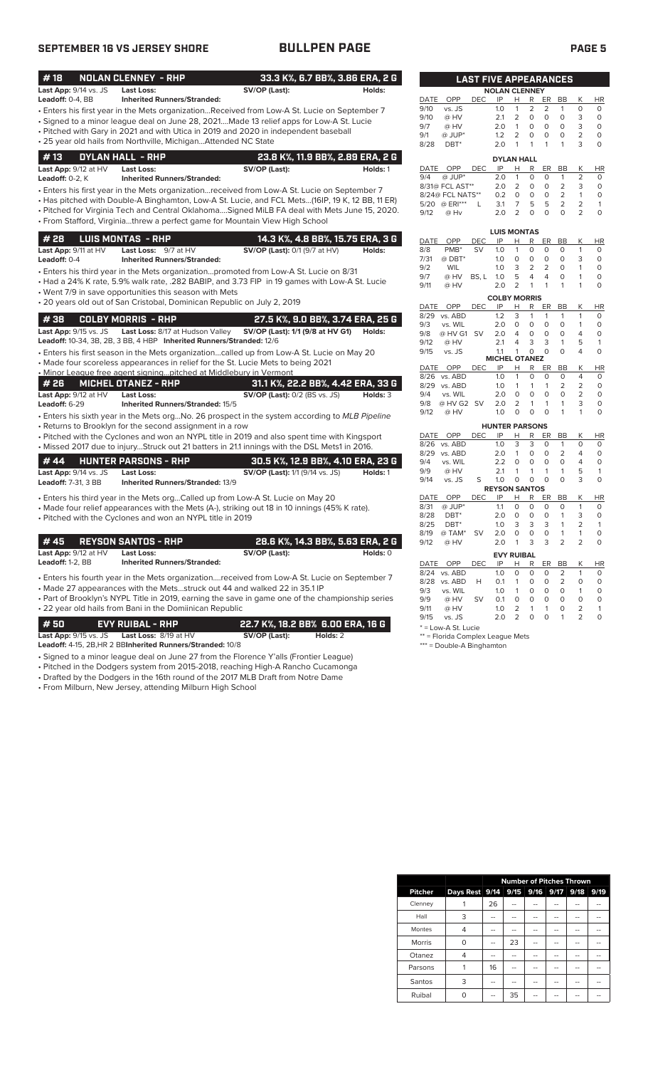## SEPTEMBER 16 VS JERSEY SHORE — BULLPEN PAGE

### # 18 NOLAN CLENNEY - RHP — 33.3 K%, 6.7 BB%, 3.86 ERA, 2 G

**Last App:** 9/14 vs. JS **Last Loss:** **SV/OP (Last):** **Holds:**
**Leadoff:** 0-4, BB **Inherited Runners/Stranded:**

- Enters his first year in the Mets organization...Received from Low-A St. Lucie on September 7
- Signed to a minor league deal on June 28, 2021....Made 13 relief apps for Low-A St. Lucie
- Pitched with Gary in 2021 and with Utica in 2019 and 2020 in independent baseball
- 25 year old hails from Northville, Michigan...Attended NC State

### # 13 DYLAN HALL - RHP — 23.8 K%, 11.9 BB%, 2.89 ERA, 2 G

**Last App:** 9/12 at HV **Last Loss:** **SV/OP (Last):** **Holds:** 1
**Leadoff:** 0-2, K **Inherited Runners/Stranded:**

- Enters his first year in the Mets organization...received from Low-A St. Lucie on September 7
- Has pitched with Double-A Binghamton, Low-A St. Lucie, and FCL Mets...(16IP, 19 K, 12 BB, 11 ER)
- Pitched for Virginia Tech and Central Oklahoma....Signed MiLB FA deal with Mets June 15, 2020.
- From Stafford, Virginia...threw a perfect game for Mountain View High School

### # 28 LUIS MONTAS - RHP — 14.3 K%, 4.8 BB%, 15.75 ERA, 3 G

**Last App:** 9/11 at HV **Last Loss:** 9/7 at HV **SV/OP (Last):** 0/1 (9/7 at HV) **Holds:**
**Leadoff:** 0-4 **Inherited Runners/Stranded:**

- Enters his third year in the Mets organization...promoted from Low-A St. Lucie on 8/31
- Had a 24% K rate, 5.9% walk rate, .282 BABIP, and 3.73 FIP in 19 games with Low-A St. Lucie
- Went 7/9 in save opportunities this season with Mets
- 20 years old out of San Cristobal, Dominican Republic on July 2, 2019

### # 38 COLBY MORRIS - RHP — 27.5 K%, 9.0 BB%, 3.74 ERA, 25 G

**Last App:** 9/15 vs. JS **Last Loss:** 8/17 at Hudson Valley **SV/OP (Last):** 1/1 (9/8 at HV G1) **Holds:**
**Leadoff:** 10-34, 3B, 2B, 3 BB, 4 HBP **Inherited Runners/Stranded:** 12/6

- Enters his first season in the Mets organization...called up from Low-A St. Lucie on May 20
- Made four scoreless appearances in relief for the St. Lucie Mets to begin 2021
- Minor League free agent signing...pitched at Middlebury in Vermont

### # 26 MICHEL OTANEZ - RHP — 31.1 K%, 22.2 BB%, 4.42 ERA, 33 G

**Last App:** 9/12 at HV **Last Loss:** **SV/OP (Last):** 0/2 (BS vs. JS) **Holds:** 3
**Leadoff:** 6-29 **Inherited Runners/Stranded:** 15/5

- Enters his sixth year in the Mets org...No. 26 prospect in the system according to *MLB Pipeline*
- Returns to Brooklyn for the second assignment in a row
- Pitched with the Cyclones and won an NYPL title in 2019 and also spent time with Kingsport
- Missed 2017 due to injury...Struck out 21 batters in 21.1 innings with the DSL Mets1 in 2016.

### # 44 HUNTER PARSONS - RHP — 30.5 K%, 12.9 BB%, 4.10 ERA, 23 G

**Last App:** 9/14 vs. JS **Last Loss:** **SV/OP (Last):** 1/1 (9/14 vs. JS) **Holds:** 1
**Leadoff:** 7-31, 3 BB **Inherited Runners/Stranded:** 13/9

- Enters his third year in the Mets org...Called up from Low-A St. Lucie on May 20
- Made four relief appearances with the Mets (A-), striking out 18 in 10 innings (45% K rate).
- Pitched with the Cyclones and won an NYPL title in 2019

### # 45 REYSON SANTOS - RHP — 28.6 K%, 14.3 BB%, 5.63 ERA, 2 G

**Last App:** 9/12 at HV **Last Loss:** **SV/OP (Last):** **Holds:** 0
**Leadoff:** 1-2, BB **Inherited Runners/Stranded:**

- Enters his fourth year in the Mets organization....received from Low-A St. Lucie on September 7
- Made 27 appearances with the Mets...struck out 44 and walked 22 in 35.1 IP
- Part of Brooklyn's NYPL Title in 2019, earning the save in game one of the championship series
- 22 year old hails from Bani in the Domiinican Republic

### # 50 EVY RUIBAL - RHP — 22.7 K%, 18.2 BB% 6.00 ERA, 16 G

**Last App:** 9/15 vs. JS **Last Loss:** 8/19 at HV **SV/OP (Last):** **Holds:** 2
**Leadoff:** 4-15, 2B, HR 2 BB **Inherited Runners/Stranded:** 10/8

- Signed to a minor league deal on June 27 from the Florence Y'alls (Frontier League)
- Pitched in the Dodgers system from 2015-2018, reaching High-A Rancho Cucamonga
- Drafted by the Dodgers in the 16th round of the 2017 MLB Draft from Notre Dame
- From Milburn, New Jersey, attending Milburn High School

### LAST FIVE APPEARANCES

**NOLAN CLENNEY**

| DATE | OPP | DEC | IP | H | R | ER | BB | K | HR |
|---|---|---|---|---|---|---|---|---|---|
| 9/10 | vs. JS | | 1.0 | 1 | 2 | 2 | 1 | 0 | 0 |
| 9/10 | @ HV | | 2.1 | 2 | 0 | 0 | 0 | 3 | 0 |
| 9/7 | @ HV | | 2.0 | 1 | 0 | 0 | 0 | 3 | 0 |
| 9/1 | @ JUP* | | 1.2 | 2 | 0 | 0 | 0 | 2 | 0 |
| 8/28 | DBT* | | 2.0 | 1 | 1 | 1 | 1 | 3 | 0 |

**DYLAN HALL**

| DATE | OPP | DEC | IP | H | R | ER | BB | K | HR |
|---|---|---|---|---|---|---|---|---|---|
| 9/4 | @ JUP* | | 2.0 | 1 | 0 | 0 | 1 | 2 | 0 |
| 8/31 | @ FCL AST** | | 2.0 | 2 | 0 | 0 | 2 | 3 | 0 |
| 8/24 | @ FCL NATS** | | 0.2 | 0 | 0 | 0 | 2 | 1 | 0 |
| 5/20 | @ ERI*** | L | 3.1 | 7 | 5 | 5 | 2 | 2 | 1 |
| 9/12 | @ Hv | | 2.0 | 2 | 0 | 0 | 0 | 2 | 0 |

**LUIS MONTAS**

| DATE | OPP | DEC | IP | H | R | ER | BB | K | HR |
|---|---|---|---|---|---|---|---|---|---|
| 8/8 | PMB* | SV | 1.0 | 1 | 0 | 0 | 0 | 1 | 0 |
| 7/31 | @ DBT* | | 1.0 | 0 | 0 | 0 | 0 | 3 | 0 |
| 9/2 | WIL | | 1.0 | 3 | 2 | 2 | 0 | 1 | 0 |
| 9/7 | @ HV | BS, L | 1.0 | 5 | 4 | 4 | 0 | 1 | 0 |
| 9/11 | @ HV | | 2.0 | 2 | 1 | 1 | 1 | 1 | 0 |

**COLBY MORRIS**

| DATE | OPP | DEC | IP | H | R | ER | BB | K | HR |
|---|---|---|---|---|---|---|---|---|---|
| 8/29 | vs. ABD | | 1.2 | 3 | 1 | 1 | 1 | 1 | 0 |
| 9/3 | vs. WIL | | 2.0 | 0 | 0 | 0 | 0 | 1 | 0 |
| 9/8 | @ HV G1 | SV | 2.0 | 4 | 0 | 0 | 0 | 4 | 0 |
| 9/12 | @ HV | | 2.1 | 4 | 3 | 3 | 1 | 5 | 1 |
| 9/15 | vs. JS | | 1.1 | 1 | 0 | 0 | 0 | 4 | 0 |

**MICHEL OTANEZ**

| DATE | OPP | DEC | IP | H | R | ER | BB | K | HR |
|---|---|---|---|---|---|---|---|---|---|
| 8/26 | vs. ABD | | 1.0 | 1 | 0 | 0 | 0 | 4 | 0 |
| 8/29 | vs. ABD | | 1.0 | 1 | 1 | 1 | 2 | 2 | 0 |
| 9/4 | vs. WIL | | 2.0 | 0 | 0 | 0 | 0 | 2 | 0 |
| 9/8 | @ HV G2 | SV | 2.0 | 2 | 1 | 1 | 1 | 3 | 0 |
| 9/12 | @ HV | | 1.0 | 0 | 0 | 0 | 1 | 1 | 0 |

**HUNTER PARSONS**

| DATE | OPP | DEC | IP | H | R | ER | BB | K | HR |
|---|---|---|---|---|---|---|---|---|---|
| 8/26 | vs. ABD | | 1.0 | 3 | 3 | 0 | 1 | 0 | 0 |
| 8/29 | vs. ABD | | 2.0 | 1 | 0 | 0 | 2 | 4 | 0 |
| 9/4 | vs. WIL | | 2.2 | 0 | 0 | 0 | 0 | 4 | 0 |
| 9/9 | @ HV | | 2.1 | 1 | 1 | 1 | 1 | 5 | 1 |
| 9/14 | vs. JS | S | 1.0 | 0 | 0 | 0 | 0 | 3 | 0 |

**REYSON SANTOS**

| DATE | OPP | DEC | IP | H | R | ER | BB | K | HR |
|---|---|---|---|---|---|---|---|---|---|
| 8/31 | @ JUP* | | 1.1 | 0 | 0 | 0 | 0 | 1 | 0 |
| 8/28 | DBT* | | 2.0 | 0 | 0 | 0 | 1 | 3 | 0 |
| 8/25 | DBT* | | 1.0 | 3 | 3 | 3 | 1 | 2 | 1 |
| 8/19 | @ TAM* | SV | 2.0 | 0 | 0 | 0 | 1 | 1 | 0 |
| 9/12 | @ HV | | 2.0 | 1 | 3 | 3 | 2 | 2 | 0 |

**EVY RUIBAL**

| DATE | OPP | DEC | IP | H | R | ER | BB | K | HR |
|---|---|---|---|---|---|---|---|---|---|
| 8/24 | vs. ABD | | 1.0 | 0 | 0 | 0 | 2 | 1 | 0 |
| 8/28 | vs. ABD | H | 0.1 | 1 | 0 | 0 | 2 | 0 | 0 |
| 9/3 | vs. WIL | | 1.0 | 1 | 0 | 0 | 0 | 1 | 0 |
| 9/9 | @ HV | SV | 0.1 | 0 | 0 | 0 | 0 | 0 | 0 |
| 9/11 | @ HV | | 1.0 | 2 | 1 | 1 | 0 | 2 | 1 |
| 9/15 | vs. JS | | 2.0 | 2 | 0 | 0 | 1 | 2 | 0 |

\* = Low-A St. Lucie
\** = Florida Complex League Mets
\*** = Double-A Binghamton

| | | Number of Pitches Thrown | | | | | |
|---|---|---|---|---|---|---|---|
| Pitcher | Days Rest | 9/14 | 9/15 | 9/16 | 9/17 | 9/18 | 9/19 |
| Clenney | 1 | 26 | -- | -- | -- | -- | -- |
| Hall | 3 | -- | -- | -- | -- | -- | -- |
| Montes | 4 | -- | -- | -- | -- | -- | -- |
| Morris | 0 | -- | 23 | -- | -- | -- | -- |
| Otanez | 4 | -- | -- | -- | -- | -- | -- |
| Parsons | 1 | 16 | -- | -- | -- | -- | -- |
| Santos | 3 | -- | -- | -- | -- | -- | -- |
| Ruibal | 0 | -- | 35 | -- | -- | -- | -- |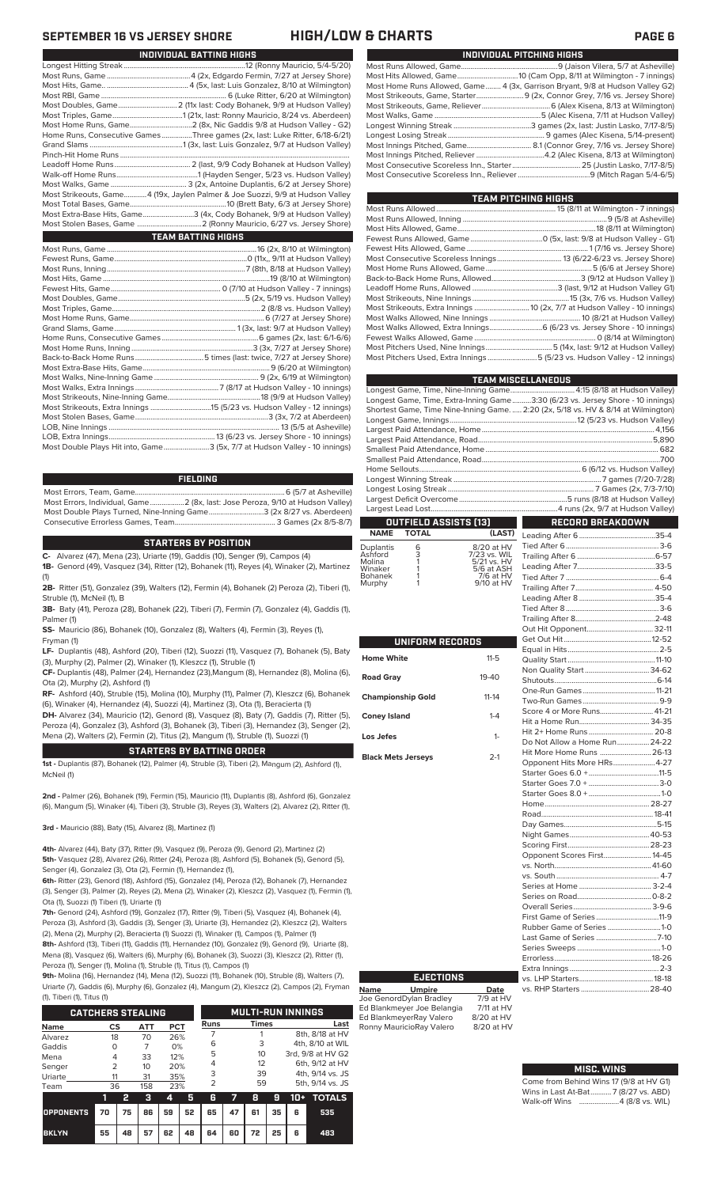# SEPTEMBER 16 VS JERSEY SHORE — HIGH/LOW & CHARTS

## INDIVIDUAL BATTING HIGHS

| | |
|---|---|
| Longest Hitting Streak | 12 (Ronny Mauricio, 5/4-5/20) |
| Most Runs, Game | 4 (2x, Edgardo Fermin, 7/27 at Jersey Shore) |
| Most Hits, Game | 4 (5x, last: Luis Gonzalez, 8/10 at Wilmington) |
| Most RBI, Game | 6 (Luke Ritter, 6/20 at Wilmington) |
| Most Doubles, Game | 2 (11x last: Cody Bohanek, 9/9 at Hudson Valley) |
| Most Triples, Game | 1 (21x, last: Ronny Mauricio, 8/24 vs. Aberdeen) |
| Most Home Runs, Game | 2 (8x, Nic Gaddis 9/8 at Hudson Valley - G2) |
| Home Runs, Consecutive Games | Three games (2x, last: Luke Ritter, 6/18-6/21) |
| Grand Slams | 1 (3x, last: Luis Gonzalez, 9/7 at Hudson Valley) |
| Pinch-Hit Home Runs | |
| Leadoff Home Runs | 2 (last, 9/9 Cody Bohanek at Hudson Valley) |
| Walk-off Home Runs | 1 (Hayden Senger, 5/23 vs. Hudson Valley) |
| Most Walks, Game | 3 (2x, Antoine Duplantis, 6/2 at Jersey Shore) |
| Most Strikeouts, Game | 4 (19x, Jaylen Palmer & Joe Suozzi, 9/9 at Hudson Valley |
| Most Total Bases, Game | 10 (Brett Baty, 6/3 at Jersey Shore) |
| Most Extra-Base Hits, Game | 3 (4x, Cody Bohanek, 9/9 at Hudson Valley) |
| Most Stolen Bases, Game | 2 (Ronny Mauricio, 6/27 vs. Jersey Shore) |

## TEAM BATTING HIGHS

| | |
|---|---|
| Most Runs, Game | 16 (2x, 8/10 at Wilmington) |
| Fewest Runs, Game | 0 (11x,, 9/11 at Hudson Valley) |
| Most Runs, Inning | 7 (8th, 8/18 at Hudson Valley) |
| Most Hits, Game | 19 (8/10 at Wilmington) |
| Fewest Hits, Game | 0 (7/10 at Hudson Valley - 7 innings) |
| Most Doubles, Game | 5 (2x, 5/19 vs. Hudson Valley) |
| Most Triples, Game | 2 (8/8 vs. Wilmington) |
| Most Home Runs, Game | 6 (7/27 at Jersey Shore) |
| Grand Slams, Game | 1 (3x, last: 9/7 at Hudson Valley) |
| Home Runs, Consecutive Games | 6 games (2x, last: 6/1-6/6) |
| Most Home Runs, Inning | 3 (3x, 7/27 at Jersey Shore) |
| Back-to-Back Home Runs | 5 times (last: twice, 7/27 at Jersey Shore) |
| Most Extra-Base Hits, Game | 9 (6/20 at Wilmington) |
| Most Walks, Nine-Inning Game | 9 (2x, 6/19 at Wilmington) |
| Most Walks, Extra Innings | 7 (8/17 at Hudson Valley - 10 innings) |
| Most Strikeouts, Nine-Inning Game | 18 (9/9 at Hudson Valley) |
| Most Strikeouts, Extra Innings | 15 (5/23 vs. Hudson Valley - 12 innings) |
| Most Stolen Bases, Game | 3 (3x, 7/2 at Aberdeen) |
| LOB, Nine Innings | 13 (5/5 at Asheville) |
| LOB, Extra Innings | 13 (6/23 vs. Jersey Shore - 10 innings) |
| Most Double Plays Hit into, Game | 3 (5x, 7/7 at Hudson Valley - 10 innings) |

## FIELDING

| | |
|---|---|
| Most Errors, Team, Game | 6 (5/7 at Asheville) |
| Most Errors, Individual, Game | 2 (8x, last: Jose Peroza, 9/10 at Hudson Valley) |
| Most Double Plays Turned, Nine-Inning Game | 3 (2x 8/27 vs. Aberdeen) |
| Consecutive Errorless Games, Team | 3 Games (2x 8/5-8/7) |

## STARTERS BY POSITION

**C-** Alvarez (47), Mena (23), Uriarte (19), Gaddis (10), Senger (9), Campos (4)

**1B-** Genord (49), Vasquez (34), Ritter (12), Bohanek (11), Reyes (4), Winaker (2), Martinez (1)

**2B-** Ritter (51), Gonzalez (39), Walters (12), Fermin (4), Bohanek (2) Peroza (2), Tiberi (1), Struble (1), McNeil (1), B

**3B-** Baty (41), Peroza (28), Bohanek (22), Tiberi (7), Fermin (7), Gonzalez (4), Gaddis (1), Palmer (1)

**SS-** Mauricio (86), Bohanek (10), Gonzalez (8), Walters (4), Fermin (3), Reyes (1), Fryman (1)

**LF-** Duplantis (48), Ashford (20), Tiberi (12), Suozzi (11), Vasquez (7), Bohanek (5), Baty (3), Murphy (2), Palmer (2), Winaker (1), Kleszcz (1), Struble (1)

**CF-** Duplantis (48), Palmer (24), Hernandez (23),Mangum (8), Hernandez (8), Molina (6), Ota (2), Murphy (2), Ashford (1)

**RF-** Ashford (40), Struble (15), Molina (10), Murphy (11), Palmer (7), Kleszcz (6), Bohanek (6), Winaker (4), Hernandez (4), Suozzi (4), Martinez (3), Ota (1), Beracierta (1)

**DH-** Alvarez (34), Mauricio (12), Genord (8), Vasquez (8), Baty (7), Gaddis (7), Ritter (5), Peroza (4), Gonzalez (3), Ashford (3), Bohanek (3), Tiberi (3), Hernandez (3), Senger (2), Mena (2), Walters (2), Fermin (2), Titus (2), Mangum (1), Struble (1), Suozzi (1)

## STARTERS BY BATTING ORDER

**1st -** Duplantis (87), Bohanek (12), Palmer (4), Struble (3), Tiberi (2), Mangum (2), Ashford (1), McNeil (1)

**2nd -** Palmer (26), Bohanek (19), Fermin (15), Mauricio (11), Duplantis (8), Ashford (6), Gonzalez (6), Mangum (5), Winaker (4), Tiberi (3), Struble (3), Reyes (3), Walters (2), Alvarez (2), Ritter (1),

**3rd -** Mauricio (88), Baty (15), Alvarez (8), Martinez (1)

**4th-** Alvarez (44), Baty (37), Ritter (9), Vasquez (9), Peroza (9), Genord (2), Martinez (2)
**5th-** Vasquez (28), Alvarez (26), Ritter (24), Peroza (8), Ashford (5), Bohanek (5), Genord (5), Senger (4), Gonzalez (3), Ota (2), Fermin (1), Hernandez (1),

**6th-** Ritter (23), Genord (18), Ashford (15), Gonzalez (14), Peroza (12), Bohanek (7), Hernandez (3), Senger (3), Palmer (2), Reyes (2), Mena (2), Winaker (2), Kleszcz (2), Vasquez (1), Fermin (1), Ota (1), Suozzi (1) Tiberi (1), Uriarte (1)

**7th-** Genord (24), Ashford (19), Gonzalez (17), Ritter (9), Tiberi (5), Vasquez (4), Bohanek (4), Peroza (3), Ashford (3), Gaddis (3), Senger (3), Uriarte (3), Hernandez (2), Kleszcz (2), Walters (2), Mena (2), Murphy (2), Beracierta (1) Suozzi (1), Winaker (1), Campos (1), Palmer (1)
**8th-** Ashford (13), Tiberi (11), Gaddis (11), Hernandez (10), Gonzalez (9), Genord (9), Uriarte (8), Mena (8), Vasquez (6), Walters (6), Murphy (6), Bohanek (3), Suozzi (3), Kleszcz (2), Ritter (1), Peroza (1), Senger (1), Molina (1), Struble (1), Titus (1), Campos (1)

**9th-** Molina (16), Hernandez (14), Mena (12), Suozzi (11), Bohanek (10), Struble (8), Walters (7), Uriarte (7), Gaddis (6), Murphy (6), Gonzalez (4), Mangum (2), Kleszcz (2), Campos (2), Fryman (1), Tiberi (1), Titus (1)

## CATCHERS STEALING

| Name | CS | ATT | PCT |
|---|---|---|---|
| Alvarez | 18 | 70 | 26% |
| Gaddis | 0 | 7 | 0% |
| Mena | 4 | 33 | 12% |
| Senger | 2 | 10 | 20% |
| Uriarte | 11 | 31 | 35% |
| Team | 36 | 158 | 23% |

## MULTI-RUN INNINGS

| Runs | Times | Last |
|---|---|---|
| 7 | 1 | 8th, 8/18 at HV |
| 6 | 3 | 4th, 8/10 at WIL |
| 5 | 10 | 3rd, 9/8 at HV G2 |
| 4 | 12 | 6th, 9/12 at HV |
| 3 | 39 | 4th, 9/14 vs. JS |
| 2 | 59 | 5th, 9/14 vs. JS |

| | 1 | 2 | 3 | 4 | 5 | 6 | 7 | 8 | 9 | 10+ | TOTALS |
|---|---|---|---|---|---|---|---|---|---|---|---|
| OPPONENTS | 70 | 75 | 86 | 59 | 52 | 65 | 47 | 61 | 35 | 6 | 535 |
| BKLYN | 55 | 48 | 57 | 62 | 48 | 64 | 60 | 72 | 25 | 6 | 483 |

## INDIVIDUAL PITCHING HIGHS

| | |
|---|---|
| Most Runs Allowed, Game | 9 (Jaison Vilera, 5/7 at Asheville) |
| Most Hits Allowed, Game | 10 (Cam Opp, 8/11 at Wilmington - 7 innings) |
| Most Home Runs Allowed, Game | 4 (3x, Garrison Bryant, 9/8 at Hudson Valley G2) |
| Most Strikeouts, Game, Starter | 9 (2x, Connor Grey, 7/16 vs. Jersey Shore) |
| Most Strikeouts, Game, Reliever | 6 (Alex Kisena, 8/13 at Wilmington) |
| Most Walks, Game | 5 (Alec Kisena, 7/11 at Hudson Valley) |
| Longest Winning Streak | 3 games (2x, last: Justin Lasko, 7/17-8/5) |
| Longest Losing Streak | 9 games (Alec Kisena, 5/14-present) |
| Most Innings Pitched, Game | 8.1 (Connor Grey, 7/16 vs. Jersey Shore) |
| Most Innings Pitched, Reliever | 4.2 (Alec Kisena, 8/13 at Wilmington) |
| Most Consecutive Scoreless Inn., Starter | 25 (Justin Lasko, 7/17-8/5) |
| Most Consecutive Scoreless Inn., Reliever | 9 (Mitch Ragan 5/4-6/5) |

## TEAM PITCHING HIGHS

| | |
|---|---|
| Most Runs Allowed | 15 (8/11 at Wilmington - 7 innings) |
| Most Runs Allowed, Inning | 9 (5/8 at Asheville) |
| Most Hits Allowed, Game | 18 (8/11 at Wilmington) |
| Fewest Runs Allowed, Game | 0 (5x, last: 9/8 at Hudson Valley - G1) |
| Fewest Hits Allowed, Game | 1 (7/16 vs. Jersey Shore) |
| Most Consecutive Scoreless Innings | 13 (6/22-6/23 vs. Jersey Shore) |
| Most Home Runs Allowed, Game | 5 (6/6 at Jersey Shore) |
| Back-to-Back Home Runs, Allowed | 3 (9/12 at Hudson Valley )) |
| Leadoff Home Runs, Allowed | 3 (last, 9/8 at Hudson Valley G1) |
| Most Strikeouts, Nine Innings | 15 (3x, 7/6 vs. Hudson Valley) |
| Most Strikeouts, Extra Innings | 10 (2x, 7/7 at Hudson Valley - 10 innings) |
| Most Walks Allowed, Nine Innings | 10 (8/21 at Hudson Valley) |
| Most Walks Allowed, Extra Innings | 6 (6/23 vs. Jersey Shore - 10 innings) |
| Fewest Walks Allowed, Game | 0 (8/14 at Wilmington) |
| Most Pitchers Used, Nine Innings | 5 (14x, last: 9/12 at Hudson Valley) |
| Most Pitchers Used, Extra Innings | 5 (5/23 vs. Hudson Valley - 12 innings) |

## TEAM MISCELLANEOUS

| | |
|---|---|
| Longest Game, Time, Nine-Inning Game | 4:15 (8/18 at Hudson Valley) |
| Longest Game, Time, Extra-Inning Game | 3:30 (6/23 vs. Jersey Shore - 10 innings) |
| Shortest Game, Time, Nine-Inning Game. | 2:20 (2x, 5/18 vs. HV & 8/14 at Wilmington) |
| Longest Game, Innings | 12 (5/23 vs. Hudson Valley) |
| Largest Paid Attendance, Home | 4,156 |
| Largest Paid Attendance, Road | 5,890 |
| Smallest Paid Attendance, Home | 682 |
| Smallest Paid Attendance, Road | 700 |
| Home Sellouts | 6 (6/12 vs. Hudson Valley) |
| Longest Winning Streak | 7 games (7/20-7/28) |
| Longest Losing Streak | 7 Games (2x, 7/3-7/10) |
| Largest Deficit Overcome | 5 runs (8/18 at Hudson Valley) |
| Largest Lead Lost | 4 runs (2x, 9/7 at Hudson Valley) |

## OUTFIELD ASSISTS (13)

| NAME | TOTAL | (LAST) |
|---|---|---|
| Duplantis | 6 | 8/20 at HV |
| Ashford | 3 | 7/23 vs. WIL |
| Molina | 1 | 5/21 vs. HV |
| Winaker | 1 | 5/6 at ASH |
| Bohanek | 1 | 7/6 at HV |
| Murphy | 1 | 9/10 at HV |

## UNIFORM RECORDS

| | |
|---|---|
| Home White | 11-5 |
| Road Gray | 19-40 |
| Championship Gold | 11-14 |
| Coney Island | 1-4 |
| Los Jefes | 1- |
| Black Mets Jerseys | 2-1 |

## RECORD BREAKDOWN

| | |
|---|---|
| Leading After 6 | 35-4 |
| Tied After 6 | 3-6 |
| Trailing After 6 | 6-57 |
| Leading After 7 | 33-5 |
| Tied After 7 | 6-4 |
| Trailing After 7 | 4-50 |
| Leading After 8 | 35-4 |
| Tied After 8 | 3-6 |
| Trailing After 8 | 2-48 |
| Out Hit Opponent | 32-11 |
| Get Out Hit | 12-52 |
| Equal in Hits | 2-5 |
| Quality Start | 11-10 |
| Non Quality Start | 34-62 |
| Shutouts | 6-14 |
| One-Run Games | 11-21 |
| Two-Run Games | 9-9 |
| Score 4 or More Runs | 41-21 |
| Hit a Home Run | 34-35 |
| Hit 2+ Home Runs | 20-8 |
| Do Not Allow a Home Run | 24-22 |
| Hit More Home Runs | 26-13 |
| Opponent Hits More HRs | 4-27 |
| Starter Goes 6.0 + | 11-5 |
| Starter Goes 7.0 + | 3-0 |
| Starter Goes 8.0 + | 1-0 |
| Home | 28-27 |
| Road | 18-41 |
| Day Games | 5-15 |
| Night Games | 40-53 |
| Scoring First | 28-23 |
| Opponent Scores First | 14-45 |
| vs. North | 41-60 |
| vs. South | 4-7 |
| Series at Home | 3-2-4 |
| Series on Road | 0-8-2 |
| Overall Series | 3-9-6 |
| First Game of Series | 11-9 |
| Rubber Game of Series | 1-0 |
| Last Game of Series | 7-10 |
| Series Sweeps | 1-0 |
| Errorless | 18-26 |
| Extra Innings | 2-3 |
| vs. LHP Starters | 18-18 |
| vs. RHP Starters | 28-40 |

## EJECTIONS

| Name | Umpire | Date |
|---|---|---|
| Joe Genord | Dylan Bradley | 7/9 at HV |
| Ed Blankmeyer | Joe Belangia | 7/11 at HV |
| Ed Blankmeyer | Ray Valero | 8/20 at HV |
| Ronny Mauricio | Ray Valero | 8/20 at HV |

## MISC. WINS

| | |
|---|---|
| Come from Behind Wins | 17 (9/8 at HV G1) |
| Wins in Last At-Bat | 7 (8/27 vs. ABD) |
| Walk-off Wins | 4 (8/8 vs. WIL) |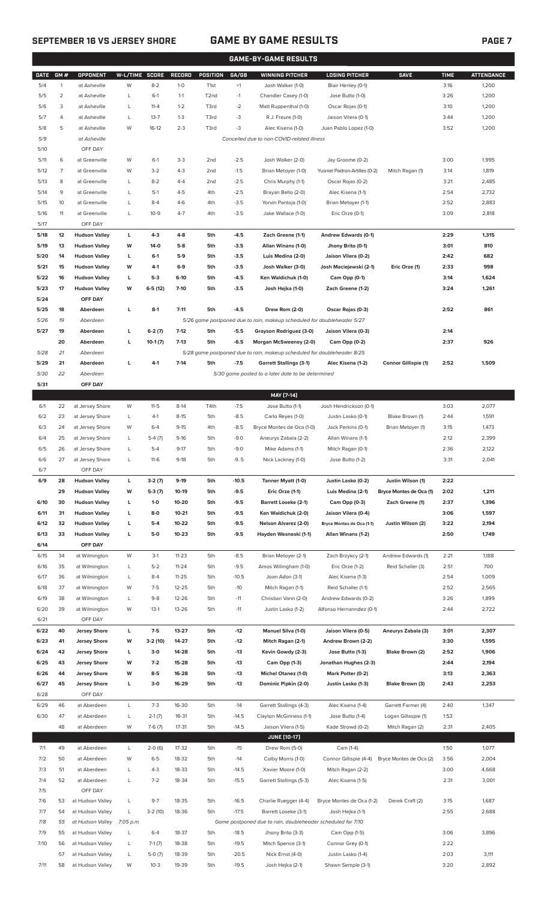# GAME-BY-GAME RESULTS

| DATE | GM # | OPPONENT | W-L/TIME | SCORE | RECORD | POSITION | GA/GB | WINNING PITCHER | LOSING PITCHER | SAVE | TIME | ATTENDANCE |
|---|---|---|---|---|---|---|---|---|---|---|---|---|
| 5/4 | 1 | at Asheville | W | 8-2 | 1-0 | T1st | +1 | Josh Walker (1-0) | Blair Henley (0-1) | | 3:16 | 1,200 |
| 5/5 | 2 | at Asheville | L | 6-1 | 1-1 | T2nd | -1 | Chandler Casey (1-0) | Jose Butto (1-0) | | 3:26 | 1,200 |
| 5/6 | 3 | at Asheville | L | 11-4 | 1-2 | T3rd | -2 | Matt Ruppenthal (1-0) | Oscar Rojas (0-1) | | 3:10 | 1,200 |
| 5/7 | 4 | at Asheville | L | 13-7 | 1-3 | T3rd | -3 | R.J. Freure (1-0) | Jaison Vilera (0-1) | | 3:44 | 1,200 |
| 5/8 | 5 | at Asheville | W | 16-12 | 2-3 | T3rd | -3 | Alec Kisena (1-0) | Juan Pablo Lopez (1-0) | | 3:52 | 1,200 |
| 5/9 | | at Asheville | | | | | | Cancelled due to non-COVID-related illness | | | | |
| 5/10 | | OFF DAY | | | | | | | | | | |
| 5/11 | 6 | at Greenville | W | 6-1 | 3-3 | 2nd | -2.5 | Josh Walker (2-0) | Jay Groome (0-2) | | 3:00 | 1,995 |
| 5/12 | 7 | at Greenville | W | 3-2 | 4-3 | 2nd | -1.5 | Brian Metoyer (1-0) | Yusniel Padron-Artilles (0-2) | Mitch Ragan (1) | 3:14 | 1,819 |
| 5/13 | 8 | at Greenville | L | 8-2 | 4-4 | 2nd | -2.5 | Chris Murphy (1-1) | Oscar Rojas (0-2) | | 3:21 | 2,485 |
| 5/14 | 9 | at Greenville | L | 5-1 | 4-5 | 4th | -2.5 | Brayan Bello (2-0) | Alec Kisena (1-1) | | 2:54 | 2,732 |
| 5/15 | 10 | at Greenville | L | 8-4 | 4-6 | 4th | -3.5 | Yorvin Pantoja (1-0) | Brian Metoyer (1-1) | | 2:52 | 2,883 |
| 5/16 | 11 | at Greenville | L | 10-9 | 4-7 | 4th | -3.5 | Jake Wallace (1-0) | Eric Orze (0-1) | | 3:09 | 2,818 |
| 5/17 | | OFF DAY | | | | | | | | | | |
| **5/18** | **12** | **Hudson Valley** | **L** | **4-3** | **4-8** | **5th** | **-4.5** | **Zach Greene (1-1)** | **Andrew Edwards (0-1)** | | **2:29** | **1,315** |
| **5/19** | **13** | **Hudson Valley** | **W** | **14-0** | **5-8** | **5th** | **-3.5** | **Allan Winans (1-0)** | **Jhony Brito (0-1)** | | **3:01** | **810** |
| **5/20** | **14** | **Hudson Valley** | **L** | **6-1** | **5-9** | **5th** | **-3.5** | **Luis Medina (2-0)** | **Jaison Vilera (0-2)** | | **2:42** | **682** |
| **5/21** | **15** | **Hudson Valley** | **W** | **4-1** | **6-9** | **5th** | **-3.5** | **Josh Walker (3-0)** | **Josh Maciejewski (2-1)** | **Eric Orze (1)** | **2:33** | **998** |
| **5/22** | **16** | **Hudson Valley** | **L** | **5-3** | **6-10** | **5th** | **-4.5** | **Ken Waldichuk (1-0)** | **Cam Opp (0-1)** | | **3:14** | **1,624** |
| **5/23** | **17** | **Hudson Valley** | **W** | **6-5 (12)** | **7-10** | **5th** | **-3.5** | **Josh Hejka (1-0)** | **Zach Greene (1-2)** | | **3:24** | **1,261** |
| **5/24** | | **OFF DAY** | | | | | | | | | | |
| **5/25** | **18** | **Aberdeen** | **L** | **8-1** | **7-11** | **5th** | **-4.5** | **Drew Rom (2-0)** | **Oscar Rojas (0-3)** | | **2:52** | **861** |
| 5/26 | 19 | Aberdeen | | | | | | 5/26 game postponed due to rain, makeup scheduled for doubleheader 5/27 | | | | |
| **5/27** | **19** | **Aberdeen** | **L** | **6-2 (7)** | **7-12** | **5th** | **-5.5** | **Grayson Rodriguez (3-0)** | **Jaison Vilera (0-3)** | | **2:14** | |
| | **20** | **Aberdeen** | **L** | **10-1 (7)** | **7-13** | **5th** | **-6.5** | **Morgan McSweeney (2-0)** | **Cam Opp (0-2)** | | **2:37** | **926** |
| 5/28 | 21 | Aberdeen | | | | | | 5/28 game postponed due to rain, makeup scheduled for doubleheader 8/25 | | | | |
| **5/29** | **21** | **Aberdeen** | **L** | **4-1** | **7-14** | **5th** | **-7.5** | **Garrett Stallings (3-1)** | **Alec Kisena (1-2)** | **Connor Gillispie (1)** | **2:52** | **1,509** |
| 5/30 | 22 | Aberdeen | | | | | | 5/30 game posted to a later date to be determined | | | | |
| **5/31** | | **OFF DAY** | | | | | | | | | | |
| | | | | | | | | **MAY [7-14]** | | | | |
| 6/1 | 22 | at Jersey Shore | W | 11-5 | 8-14 | T4th | -7.5 | Jose Butto (1-1) | Josh Hendrickson (0-1) | | 3:03 | 2,077 |
| 6/2 | 23 | at Jersey Shore | L | 4-1 | 8-15 | 5th | -8.5 | Carlo Reyes (1-0) | Justin Lasko (0-1) | Blake Brown (1) | 2:44 | 1,591 |
| 6/3 | 24 | at Jersey Shore | W | 6-4 | 9-15 | 4th | -8.5 | Bryce Montes de Oca (1-0) | Jack Perkins (0-1) | Brian Metoyer (1) | 3:15 | 1,473 |
| 6/4 | 25 | at Jersey Shore | L | 5-4 (7) | 9-16 | 5th | -9.0 | Aneurys Zabala (2-2) | Allan Winans (1-1) | | 2:12 | 2,399 |
| 6/5 | 26 | at Jersey Shore | L | 5-4 | 9-17 | 5th | -9.0 | Mike Adams (1-1) | Mitch Ragan (0-1) | | 2:36 | 2,122 |
| 6/6 | 27 | at Jersey Shore | L | 11-6 | 9-18 | 5th | -9..5 | Nick Lackney (1-0) | Jose Butto (1-2) | | 3:31 | 2,041 |
| 6/7 | | OFF DAY | | | | | | | | | | |
| **6/9** | **28** | **Hudson Valley** | **L** | **3-2 (7)** | **9-19** | **5th** | **-10.5** | **Tanner Myatt (1-0)** | **Justin Lasko (0-2)** | **Justin Wilson (1)** | **2:22** | |
| | **29** | **Hudson Valley** | **W** | **5-3 (7)** | **10-19** | **5th** | **-9.5** | **Eric Orze (1-1)** | **Luis Medina (2-1)** | **Bryce Montes de Oca (1)** | **2:02** | **1,211** |
| **6/10** | **30** | **Hudson Valley** | **L** | **1-0** | **10-20** | **5th** | **-9.5** | **Barrett Loseke (2-1)** | **Cam Opp (0-3)** | **Zach Greene (1)** | **2:37** | **1,396** |
| **6/11** | **31** | **Hudson Valley** | **L** | **8-0** | **10-21** | **5th** | **-9.5** | **Ken Waldichuk (2-0)** | **Jaison Vilera (0-4)** | | **3:06** | **1,597** |
| **6/12** | **32** | **Hudson Valley** | **L** | **5-4** | **10-22** | **5th** | **-9.5** | **Nelson Alvarez (2-0)** | **Bryce Montes de Oca (1-1)** | **Justin Wilson (2)** | **3:22** | **2,194** |
| **6/13** | **33** | **Hudson Valley** | **L** | **5-0** | **10-23** | **5th** | **-9.5** | **Hayden Wesneski (1-1)** | **Allan Winans (1-2)** | | **2:50** | **1,749** |
| **6/14** | | **OFF DAY** | | | | | | | | | | |
| 6/15 | 34 | at Wilmington | W | 3-1 | 11-23 | 5th | -8.5 | Brian Metoyer (2-1) | Zach Brzykcy (2-1) | Andrew Edwards (1) | 2:21 | 1,188 |
| 6/16 | 35 | at Wilmington | L | 5-2 | 11-24 | 5th | -9.5 | Amos Willingham (1-0) | Eric Orze (1-2) | Reid Schaller (3) | 2:51 | 700 |
| 6/17 | 36 | at Wilmington | L | 8-4 | 11-25 | 5th | -10.5 | Joan Adon (3-1) | Alec Kisena (1-3) | | 2:54 | 1,009 |
| 6/18 | 37 | at Wilmington | W | 7-5 | 12-25 | 5th | -10 | Mitch Ragan (1-1) | Reid Schaller (1-1) | | 2:52 | 2,565 |
| 6/19 | 38 | at Wilmington | L | 9-8 | 12-26 | 5th | -11 | Christian Vann (2-0) | Andrew Edwards (0-2) | | 3:26 | 1,899 |
| 6/20 | 39 | at Wilmington | W | 13-1 | 13-26 | 5th | -11 | Justin Lasko (1-2) | Alfonso Hernanndez (0-1) | | 2:44 | 2,722 |
| 6/21 | | OFF DAY | | | | | | | | | | |
| **6/22** | **40** | **Jersey Shore** | **L** | **7-5** | **13-27** | **5th** | **-12** | **Manuel Silva (1-0)** | **Jaison Vilera (0-5)** | **Aneurys Zabala (3)** | **3:01** | **2,307** |
| **6/23** | **41** | **Jersey Shore** | **W** | **3-2 (10)** | **14-27** | **5th** | **-12** | **Mitch Ragan (2-1)** | **Andrew Brown (2-2)** | | **3:30** | **1,595** |
| **6/24** | **42** | **Jersey Shore** | **L** | **3-0** | **14-28** | **5th** | **-13** | **Kevin Gowdy (2-3)** | **Jose Butto (1-3)** | **Blake Brown (2)** | **2:52** | **1,906** |
| **6/25** | **43** | **Jersey Shore** | **W** | **7-2** | **15-28** | **5th** | **-13** | **Cam Opp (1-3)** | **Jonathan Hughes (2-3)** | | **2:44** | **2,194** |
| **6/26** | **44** | **Jersey Shore** | **W** | **8-5** | **16-28** | **5th** | **-13** | **Michel Otanez (1-0)** | **Mark Potter (0-2)** | | **3:13** | **2,363** |
| **6/27** | **45** | **Jersey Shore** | **L** | **3-0** | **16-29** | **5th** | **-13** | **Dominic Pipkin (2-0)** | **Justin Lasko (1-3)** | **Blake Brown (3)** | **2:43** | **2,253** |
| 6/28 | | OFF DAY | | | | | | | | | | |
| 6/29 | 46 | at Aberdeen | L | 7-3 | 16-30 | 5th | -14 | Garrett Stallings (4-3) | Alec Kisena (1-4) | Garrett Farmer (4) | 2:40 | 1,347 |
| 6/30 | 47 | at Aberdeen | L | 2-1 (7) | 16-31 | 5th | -14.5 | Clayton McGinness (1-1) | Jose Butto (1-4) | Logan Gillaspie (1) | 1:53 | |
| | 48 | at Aberdeen | W | 7-6 (7) | 17-31 | 5th | -14.5 | Jaison Vilera (1-5) | Kade Strowd (0-2) | Mitch Ragan (2) | 2:31 | 2,405 |
| | | | | | | | | **JUNE [10-17]** | | | | |
| 7/1 | 49 | at Aberdeen | L | 2-0 (6) | 17-32 | 5th | -15 | Drew Rom (5-0) | Cam (1-4) | | 1:50 | 1,077 |
| 7/2 | 50 | at Aberdeen | W | 6-5 | 18-32 | 5th | -14 | Colby Morris (1-0) | Connor Gillispie (4-4) | Bryce Montes de Oca (2) | 3:56 | 2,004 |
| 7/3 | 51 | at Aberdeen | L | 4-3 | 18-33 | 5th | -14.5 | Xavier Moore (1-0) | Mitch Ragan (2-2) | | 3:00 | 4,668 |
| 7/4 | 52 | at Aberdeen | L | 7-2 | 18-34 | 5th | -15.5 | Garrett Stallings (5-3) | Alec Kisena (1-5) | | 2:31 | 3,001 |
| 7/5 | | OFF DAY | | | | | | | | | | |
| 7/6 | 53 | at Hudson Valley | L | 9-7 | 18-35 | 5th | -16.5 | Charlie Ruegger (4-4) | Bryce Montes de Oca (1-2) | Derek Craft (2) | 3:15 | 1,687 |
| 7/7 | 54 | at Hudson Valley | L | 3-2 (10) | 18-36 | 5th | -17.5 | Barrett Loseke (3-1) | Josh Hejka (1-1) | | 2:55 | 2,688 |
| 7/8 | 55 | at Hudson Valley | 7:05 p.m. | | | | | Game postponed due to rain, doubleheader scheduled for 7/10 | | | | |
| 7/9 | 55 | at Hudson Valley | L | 6-4 | 18-37 | 5th | -18.5 | Jhony Brito (3-3) | Cam Opp (1-5) | | 3:06 | 3,896 |
| 7/10 | 56 | at Hudson Valley | L | 7-1 (7) | 18-38 | 5th | -19.5 | Mitch Spence (3-1) | Connor Grey (0-1) | | 2:22 | |
| | 57 | at Hudson Valley | L | 5-0 (7) | 18-39 | 5th | -20.5 | Nick Ernst (4-0) | Justin Lasko (1-4) | | 2:03 | 3,111 |
| 7/11 | 58 | at Hudson Valley | W | 10-3 | 19-39 | 5th | -19.5 | Josh Hejka (2-1) | Shawn Semple (3-1) | | 3:20 | 2,892 |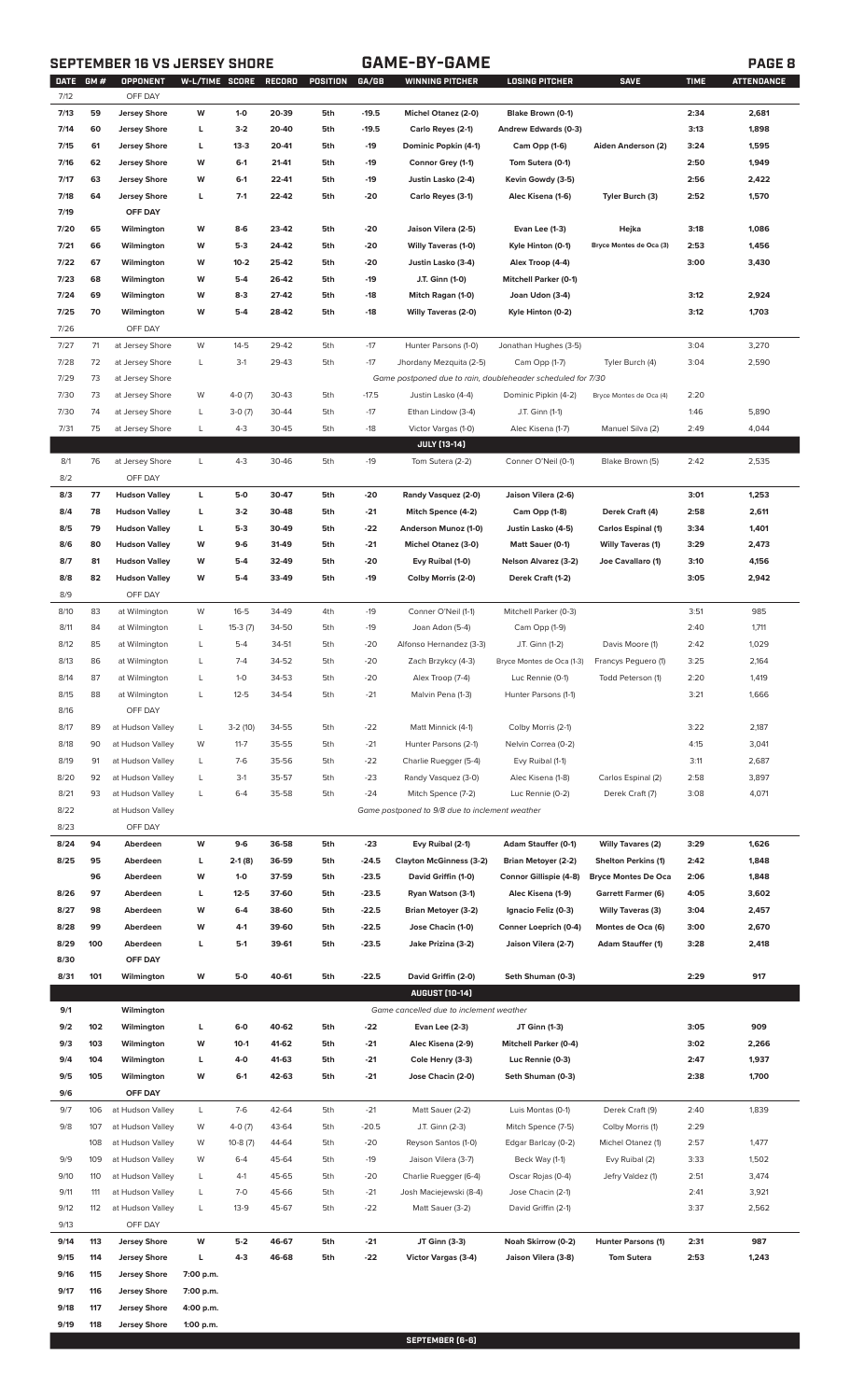## SEPTEMBER 16 VS JERSEY SHORE — GAME-BY-GAME

| DATE | GM # | OPPONENT | W-L/TIME | SCORE | RECORD | POSITION | GA/GB | WINNING PITCHER | LOSING PITCHER | SAVE | TIME | ATTENDANCE |
|---|---|---|---|---|---|---|---|---|---|---|---|---|
| 7/12 | | OFF DAY | | | | | | | | | | |
| 7/13 | 59 | Jersey Shore | W | 1-0 | 20-39 | 5th | -19.5 | Michel Otanez (2-0) | Blake Brown (0-1) | | 2:34 | 2,681 |
| 7/14 | 60 | Jersey Shore | L | 3-2 | 20-40 | 5th | -19.5 | Carlo Reyes (2-1) | Andrew Edwards (0-3) | | 3:13 | 1,898 |
| 7/15 | 61 | Jersey Shore | L | 13-3 | 20-41 | 5th | -19 | Dominic Popkin (4-1) | Cam Opp (1-6) | Aiden Anderson (2) | 3:24 | 1,595 |
| 7/16 | 62 | Jersey Shore | W | 6-1 | 21-41 | 5th | -19 | Connor Grey (1-1) | Tom Sutera (0-1) | | 2:50 | 1,949 |
| 7/17 | 63 | Jersey Shore | W | 6-1 | 22-41 | 5th | -19 | Justin Lasko (2-4) | Kevin Gowdy (3-5) | | 2:56 | 2,422 |
| 7/18 | 64 | Jersey Shore | L | 7-1 | 22-42 | 5th | -20 | Carlo Reyes (3-1) | Alec Kisena (1-6) | Tyler Burch (3) | 2:52 | 1,570 |
| 7/19 | | OFF DAY | | | | | | | | | | |
| 7/20 | 65 | Wilmington | W | 8-6 | 23-42 | 5th | -20 | Jaison Vilera (2-5) | Evan Lee (1-3) | Hejka | 3:18 | 1,086 |
| 7/21 | 66 | Wilmington | W | 5-3 | 24-42 | 5th | -20 | Willy Taveras (1-0) | Kyle Hinton (0-1) | Bryce Montes de Oca (3) | 2:53 | 1,456 |
| 7/22 | 67 | Wilmington | W | 10-2 | 25-42 | 5th | -20 | Justin Lasko (3-4) | Alex Troop (4-4) | | 3:00 | 3,430 |
| 7/23 | 68 | Wilmington | W | 5-4 | 26-42 | 5th | -19 | J.T. Ginn (1-0) | Mitchell Parker (0-1) | | | |
| 7/24 | 69 | Wilmington | W | 8-3 | 27-42 | 5th | -18 | Mitch Ragan (1-0) | Joan Udon (3-4) | | 3:12 | 2,924 |
| 7/25 | 70 | Wilmington | W | 5-4 | 28-42 | 5th | -18 | Willy Taveras (2-0) | Kyle Hinton (0-2) | | 3:12 | 1,703 |
| 7/26 | | OFF DAY | | | | | | | | | | |
| 7/27 | 71 | at Jersey Shore | W | 14-5 | 29-42 | 5th | -17 | Hunter Parsons (1-0) | Jonathan Hughes (3-5) | | 3:04 | 3,270 |
| 7/28 | 72 | at Jersey Shore | L | 3-1 | 29-43 | 5th | -17 | Jhordany Mezquita (2-5) | Cam Opp (1-7) | Tyler Burch (4) | 3:04 | 2,590 |
| 7/29 | 73 | at Jersey Shore | | | | | | Game postponed due to rain, doubleheader scheduled for 7/30 | | | | |
| 7/30 | 73 | at Jersey Shore | W | 4-0 (7) | 30-43 | 5th | -17.5 | Justin Lasko (4-4) | Dominic Pipkin (4-2) | Bryce Montes de Oca (4) | 2:20 | |
| 7/30 | 74 | at Jersey Shore | L | 3-0 (7) | 30-44 | 5th | -17 | Ethan Lindow (3-4) | J.T. Ginn (1-1) | | 1:46 | 5,890 |
| 7/31 | 75 | at Jersey Shore | L | 4-3 | 30-45 | 5th | -18 | Victor Vargas (1-0) | Alec Kisena (1-7) | Manuel Silva (2) | 2:49 | 4,044 |
| | | | | | | | | **JULY (13-14)** | | | | |
| 8/1 | 76 | at Jersey Shore | L | 4-3 | 30-46 | 5th | -19 | Tom Sutera (2-2) | Conner O'Neil (0-1) | Blake Brown (5) | 2:42 | 2,535 |
| 8/2 | | OFF DAY | | | | | | | | | | |
| 8/3 | 77 | Hudson Valley | L | 5-0 | 30-47 | 5th | -20 | Randy Vasquez (2-0) | Jaison Vilera (2-6) | | 3:01 | 1,253 |
| 8/4 | 78 | Hudson Valley | L | 3-2 | 30-48 | 5th | -21 | Mitch Spence (4-2) | Cam Opp (1-8) | Derek Craft (4) | 2:58 | 2,611 |
| 8/5 | 79 | Hudson Valley | L | 5-3 | 30-49 | 5th | -22 | Anderson Munoz (1-0) | Justin Lasko (4-5) | Carlos Espinal (1) | 3:34 | 1,401 |
| 8/6 | 80 | Hudson Valley | W | 9-6 | 31-49 | 5th | -21 | Michel Otanez (3-0) | Matt Sauer (0-1) | Willy Taveras (1) | 3:29 | 2,473 |
| 8/7 | 81 | Hudson Valley | W | 5-4 | 32-49 | 5th | -20 | Evy Ruibal (1-0) | Nelson Alvarez (3-2) | Joe Cavallaro (1) | 3:10 | 4,156 |
| 8/8 | 82 | Hudson Valley | W | 5-4 | 33-49 | 5th | -19 | Colby Morris (2-0) | Derek Craft (1-2) | | 3:05 | 2,942 |
| 8/9 | | OFF DAY | | | | | | | | | | |
| 8/10 | 83 | at Wilmington | W | 16-5 | 34-49 | 4th | -19 | Conner O'Neil (1-1) | Mitchell Parker (0-3) | | 3:51 | 985 |
| 8/11 | 84 | at Wilmington | L | 15-3 (7) | 34-50 | 5th | -19 | Joan Adon (5-4) | Cam Opp (1-9) | | 2:40 | 1,711 |
| 8/12 | 85 | at Wilmington | L | 5-4 | 34-51 | 5th | -20 | Alfonso Hernandez (3-3) | J.T. Ginn (1-2) | Davis Moore (1) | 2:42 | 1,029 |
| 8/13 | 86 | at Wilmington | L | 7-4 | 34-52 | 5th | -20 | Zach Brzykcy (4-3) | Bryce Montes de Oca (1-3) | Francys Peguero (1) | 3:25 | 2,164 |
| 8/14 | 87 | at Wilmington | L | 1-0 | 34-53 | 5th | -20 | Alex Troop (7-4) | Luc Rennie (0-1) | Todd Peterson (1) | 2:20 | 1,419 |
| 8/15 | 88 | at Wilmington | L | 12-5 | 34-54 | 5th | -21 | Malvin Pena (1-3) | Hunter Parsons (1-1) | | 3:21 | 1,666 |
| 8/16 | | OFF DAY | | | | | | | | | | |
| 8/17 | 89 | at Hudson Valley | L | 3-2 (10) | 34-55 | 5th | -22 | Matt Minnick (4-1) | Colby Morris (2-1) | | 3:22 | 2,187 |
| 8/18 | 90 | at Hudson Valley | W | 11-7 | 35-55 | 5th | -21 | Hunter Parsons (2-1) | Nelvin Correa (0-2) | | 4:15 | 3,041 |
| 8/19 | 91 | at Hudson Valley | L | 7-6 | 35-56 | 5th | -22 | Charlie Ruegger (5-4) | Evy Ruibal (1-1) | | 3:11 | 2,687 |
| 8/20 | 92 | at Hudson Valley | L | 3-1 | 35-57 | 5th | -23 | Randy Vasquez (3-0) | Alec Kisena (1-8) | Carlos Espinal (2) | 2:58 | 3,897 |
| 8/21 | 93 | at Hudson Valley | L | 6-4 | 35-58 | 5th | -24 | Mitch Spence (7-2) | Luc Rennie (0-2) | Derek Craft (7) | 3:08 | 4,071 |
| 8/22 | | at Hudson Valley | | | | | | Game postponed to 9/8 due to inclement weather | | | | |
| 8/23 | | OFF DAY | | | | | | | | | | |
| 8/24 | 94 | Aberdeen | W | 9-6 | 36-58 | 5th | -23 | Evy Ruibal (2-1) | Adam Stauffer (0-1) | Willy Tavares (2) | 3:29 | 1,626 |
| 8/25 | 95 | Aberdeen | L | 2-1 (8) | 36-59 | 5th | -24.5 | Clayton McGinness (3-2) | Brian Metoyer (2-2) | Shelton Perkins (1) | 2:42 | 1,848 |
| | 96 | Aberdeen | W | 1-0 | 37-59 | 5th | -23.5 | David Griffin (1-0) | Connor Gillispie (4-8) | Bryce Montes De Oca | 2:06 | 1,848 |
| 8/26 | 97 | Aberdeen | L | 12-5 | 37-60 | 5th | -23.5 | Ryan Watson (3-1) | Alec Kisena (1-9) | Garrett Farmer (6) | 4:05 | 3,602 |
| 8/27 | 98 | Aberdeen | W | 6-4 | 38-60 | 5th | -22.5 | Brian Metoyer (3-2) | Ignacio Feliz (0-3) | Willy Taveras (3) | 3:04 | 2,457 |
| 8/28 | 99 | Aberdeen | W | 4-1 | 39-60 | 5th | -22.5 | Jose Chacin (1-0) | Conner Loeprich (0-4) | Montes de Oca (6) | 3:00 | 2,670 |
| 8/29 | 100 | Aberdeen | L | 5-1 | 39-61 | 5th | -23.5 | Jake Prizina (3-2) | Jaison Vilera (2-7) | Adam Stauffer (1) | 3:28 | 2,418 |
| 8/30 | | OFF DAY | | | | | | | | | | |
| 8/31 | 101 | Wilmington | W | 5-0 | 40-61 | 5th | -22.5 | David Griffin (2-0) | Seth Shuman (0-3) | | 2:29 | 917 |
| | | | | | | | | **AUGUST (10-14)** | | | | |
| 9/1 | | Wilmington | | | | | | Game cancelled due to inclement weather | | | | |
| 9/2 | 102 | Wilmington | L | 6-0 | 40-62 | 5th | -22 | Evan Lee (2-3) | JT Ginn (1-3) | | 3:05 | 909 |
| 9/3 | 103 | Wilmington | W | 10-1 | 41-62 | 5th | -21 | Alec Kisena (2-9) | Mitchell Parker (0-4) | | 3:02 | 2,266 |
| 9/4 | 104 | Wilmington | L | 4-0 | 41-63 | 5th | -21 | Cole Henry (3-3) | Luc Rennie (0-3) | | 2:47 | 1,937 |
| 9/5 | 105 | Wilmington | W | 6-1 | 42-63 | 5th | -21 | Jose Chacin (2-0) | Seth Shuman (0-3) | | 2:38 | 1,700 |
| 9/6 | | OFF DAY | | | | | | | | | | |
| 9/7 | 106 | at Hudson Valley | L | 7-6 | 42-64 | 5th | -21 | Matt Sauer (2-2) | Luis Montas (0-1) | Derek Craft (9) | 2:40 | 1,839 |
| 9/8 | 107 | at Hudson Valley | W | 4-0 (7) | 43-64 | 5th | -20.5 | J.T. Ginn (2-3) | Mitch Spence (7-5) | Colby Morris (1) | 2:29 | |
| | 108 | at Hudson Valley | W | 10-8 (7) | 44-64 | 5th | -20 | Reyson Santos (1-0) | Edgar Barlcay (0-2) | Michel Otanez (1) | 2:57 | 1,477 |
| 9/9 | 109 | at Hudson Valley | W | 6-4 | 45-64 | 5th | -19 | Jaison Vilera (3-7) | Beck Way (1-1) | Evy Ruibal (2) | 3:33 | 1,502 |
| 9/10 | 110 | at Hudson Valley | L | 4-1 | 45-65 | 5th | -20 | Charlie Ruegger (6-4) | Oscar Rojas (0-4) | Jefry Valdez (1) | 2:51 | 3,474 |
| 9/11 | 111 | at Hudson Valley | L | 7-0 | 45-66 | 5th | -21 | Josh Maciejewski (8-4) | Jose Chacin (2-1) | | 2:41 | 3,921 |
| 9/12 | 112 | at Hudson Valley | L | 13-9 | 45-67 | 5th | -22 | Matt Sauer (3-2) | David Griffin (2-1) | | 3:37 | 2,562 |
| 9/13 | | OFF DAY | | | | | | | | | | |
| 9/14 | 113 | Jersey Shore | W | 5-2 | 46-67 | 5th | -21 | JT Ginn (3-3) | Noah Skirrow (0-2) | Hunter Parsons (1) | 2:31 | 987 |
| 9/15 | 114 | Jersey Shore | L | 4-3 | 46-68 | 5th | -22 | Victor Vargas (3-4) | Jaison Vilera (3-8) | Tom Sutera | 2:53 | 1,243 |
| 9/16 | 115 | Jersey Shore | 7:00 p.m. | | | | | | | | | |
| 9/17 | 116 | Jersey Shore | 7:00 p.m. | | | | | | | | | |
| 9/18 | 117 | Jersey Shore | 4:00 p.m. | | | | | | | | | |
| 9/19 | 118 | Jersey Shore | 1:00 p.m. | | | | | | | | | |
| | | | | | | | | **SEPTEMBER (6-6)** | | | | |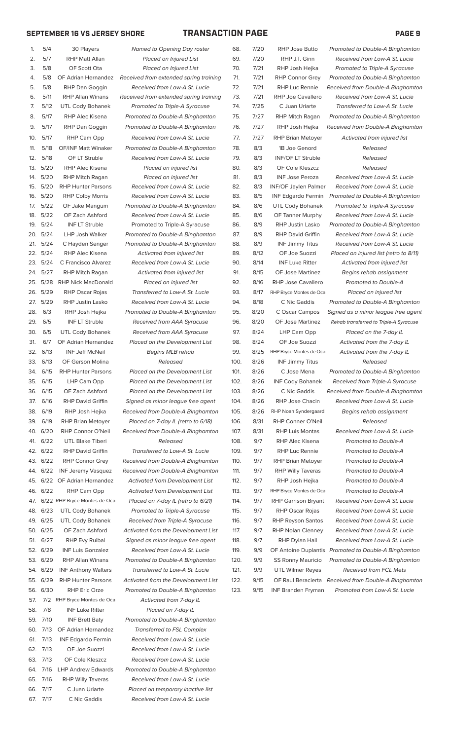## TRANSACTION PAGE

SEPTEMBER 16 VS JERSEY SHORE

| | | | |
|---|---|---|---|
| 1. | 5/4 | 30 Players | *Named to Opening Day roster* |
| 2. | 5/7 | RHP Matt Allan | *Placed on Injured List* |
| 3. | 5/8 | OF Scott Ota | *Placed on Injured List* |
| 4. | 5/8 | OF Adrian Hernandez | *Received from extended spring training* |
| 5. | 5/8 | RHP Dan Goggin | *Received from Low-A St. Lucie* |
| 6. | 5/11 | RHP Allan Winans | *Received from extended spring training* |
| 7. | 5/12 | UTL Cody Bohanek | *Promoted to Triple-A Syracuse* |
| 8. | 5/17 | RHP Alec Kisena | *Promoted to Double-A Binghamton* |
| 9. | 5/17 | RHP Dan Goggin | *Promoted to Double-A Binghamton* |
| 10. | 5/17 | RHP Cam Opp | *Received from Low-A St. Lucie* |
| 11. | 5/18 | OF/INF Matt Winaker | *Promoted to Double-A Binghamton* |
| 12. | 5/18 | OF LT Struble | *Received from Low-A St. Lucie* |
| 13. | 5/20 | RHP Alec Kisena | *Placed on injured list* |
| 14. | 5/20 | RHP Mitch Ragan | *Placed on injured list* |
| 15. | 5/20 | RHP Hunter Parsons | *Received from Low-A St. Lucie* |
| 16. | 5/20 | RHP Colby Morris | *Received from Low-A St. Lucie* |
| 17. | 5/22 | OF Jake Mangum | *Promoted to Double-A Binghamton* |
| 18. | 5/22 | OF Zach Ashford | *Received from Low-A St. Lucie* |
| 19. | 5/24 | INF LT Struble | Promoted to Triple-A Syracuse |
| 20. | 5/24 | LHP Josh Walker | *Promoted to Double-A Binghamton* |
| 21. | 5/24 | C Hayden Senger | *Promoted to Double-A Binghamton* |
| 22. | 5/24 | RHP Alec Kisena | *Activated from injured list* |
| 23. | 5/24 | C Francisco Alvarez | *Received from Low-A St. Lucie* |
| 24. | 5/27 | RHP Mitch Ragan | *Activated from injured list* |
| 25. | 5/28 | RHP Nick MacDonald | *Placed on injured list* |
| 26. | 5/29 | RHP Oscar Rojas | *Transferred to Low-A St. Lucie* |
| 27. | 5/29 | RHP Justin Lasko | *Received from Low-A St. Lucie* |
| 28. | 6/3 | RHP Josh Hejka | *Promoted to Double-A Binghamton* |
| 29. | 6/5 | INF LT Struble | *Received from AAA Syracuse* |
| 30. | 6/5 | UTL Cody Bohanek | *Received from AAA Syracuse* |
| 31. | 6/7 | OF Adrian Hernandez | *Placed on the Development List* |
| 32. | 6/13 | INF Jeff McNeil | *Begins MLB rehab* |
| 33. | 6/13 | OF Gerson Molina | *Released* |
| 34. | 6/15 | RHP Hunter Parsons | *Placed on the Development List* |
| 35. | 6/15 | LHP Cam Opp | *Placed on the Development List* |
| 36. | 6/15 | OF Zach Ashford | *Placed on the Development List* |
| 37. | 6/16 | RHP David Griffin | *Signed as minor league free agent* |
| 38. | 6/19 | RHP Josh Hejka | *Received from Double-A Binghamton* |
| 39. | 6/19 | RHP Brian Metoyer | *Placed on 7-day IL (retro to 6/18)* |
| 40. | 6/20 | RHP Connor O'Neil | *Received from Double-A Binghamton* |
| 41. | 6/22 | UTL Blake Tiberi | *Released* |
| 42. | 6/22 | RHP David Griffin | *Transferred to Low-A St. Lucie* |
| 43. | 6/22 | RHP Connor Grey | *Received from Double-A Binghamton* |
| 44. | 6/22 | INF Jeremy Vasquez | *Received from Double-A Binghamton* |
| 45. | 6/22 | OF Adrian Hernandez | *Activated from Development List* |
| 46. | 6/22 | RHP Cam Opp | *Activated from Development List* |
| 47. | 6/22 | RHP Bryce Montes de Oca | *Placed on 7-day IL (retro to 6/21)* |
| 48. | 6/23 | UTL Cody Bohanek | *Promoted to Triple-A Syracuse* |
| 49. | 6/25 | UTL Cody Bohanek | *Received from Triple-A Syracuse* |
| 50. | 6/25 | OF Zach Ashford | *Activated from the Development List* |
| 51. | 6/27 | RHP Evy Ruibal | *Signed as minor league free agent* |
| 52. | 6/29 | INF Luis Gonzalez | *Received from Low-A St. Lucie* |
| 53. | 6/29 | RHP Allan Winans | *Promoted to Double-A Binghamton* |
| 54. | 6/29 | INF Anthony Walters | *Transferred to Low-A St. Lucie* |
| 55. | 6/29 | RHP Hunter Parsons | *Activated from the Development List* |
| 56. | 6/30 | RHP Eric Orze | *Promoted to Double-A Binghamton* |
| 57. | 7/2 | RHP Bryce Montes de Oca | *Activated from 7-day IL* |
| 58. | 7/8 | INF Luke Ritter | *Placed on 7-day IL* |
| 59. | 7/10 | INF Brett Baty | *Promoted to Double-A Binghamton* |
| 60. | 7/13 | OF Adrian Hernandez | *Transferred to FSL Complex* |
| 61. | 7/13 | INF Edgardo Fermin | *Received from Low-A St. Lucie* |
| 62. | 7/13 | OF Joe Suozzi | *Received from Low-A St. Lucie* |
| 63. | 7/13 | OF Cole Kleszcz | *Received from Low-A St. Lucie* |
| 64. | 7/16 | LHP Andrew Edwards | *Promoted to Double-A Binghamton* |
| 65. | 7/16 | RHP Willy Taveras | *Received from Low-A St. Lucie* |
| 66. | 7/17 | C Juan Uriarte | *Placed on temporary inactive list* |
| 67. | 7/17 | C Nic Gaddis | *Received from Low-A St. Lucie* |
| 68. | 7/20 | RHP Jose Butto | *Promoted to Double-A Binghamton* |
| 69. | 7/20 | RHP J.T. Ginn | *Received from Low-A St. Lucie* |
| 70. | 7/21 | RHP Josh Hejka | *Promoted to Triple-A Syracuse* |
| 71. | 7/21 | RHP Connor Grey | *Promoted to Double-A Binghamton* |
| 72. | 7/21 | RHP Luc Rennie | *Received from Double-A Binghamton* |
| 73. | 7/21 | RHP Joe Cavallero | *Received from Low-A St. Lucie* |
| 74. | 7/25 | C Juan Uriarte | *Transferred to Low-A St. Lucie* |
| 75. | 7/27 | RHP Mitch Ragan | *Promoted to Double-A Binghamton* |
| 76. | 7/27 | RHP Josh Hejka | *Received from Double-A Binghamton* |
| 77. | 7/27 | RHP Brian Metoyer | *Activated from injured list* |
| 78. | 8/3 | 1B Joe Genord | *Released* |
| 79. | 8/3 | INF/OF LT Struble | *Released* |
| 80. | 8/3 | OF Cole Kleszcz | *Released* |
| 81. | 8/3 | INF Jose Peroza | *Received from Low-A St. Lucie* |
| 82. | 8/3 | INF/OF Jaylen Palmer | *Received from Low-A St. Lucie* |
| 83. | 8/5 | INF Edgardo Fermin | *Promoted to Double-A Binghamton* |
| 84. | 8/6 | UTL Cody Bohanek | *Promoted to Triple-A Syracuse* |
| 85. | 8/6 | OF Tanner Murphy | *Received from Low-A St. Lucie* |
| 86. | 8/9 | RHP Justin Lasko | *Promoted to Double-A Binghamton* |
| 87. | 8/9 | RHP David Griffin | *Received from Low-A St. Lucie* |
| 88. | 8/9 | INF Jimmy Titus | *Received from Low-A St. Lucie* |
| 89. | 8/12 | OF Joe Suozzi | *Placed on injured list (retro to 8/11)* |
| 90. | 8/14 | INF Luke Ritter | *Activated from injured list* |
| 91. | 8/15 | OF Jose Martinez | *Begins rehab assignment* |
| 92. | 8/16 | RHP Jose Cavallero | *Promoted to Double-A* |
| 93. | 8/17 | RHP Bryce Montes de Oca | *Placed on injured list* |
| 94. | 8/18 | C Nic Gaddis | *Promoted to Double-A Binghamton* |
| 95. | 8/20 | C Oscar Campos | *Signed as a minor league free agent* |
| 96. | 8/20 | OF Jose Martinez | *Rehab transferred to Triple-A Syracuse* |
| 97. | 8/24 | LHP Cam Opp | *Placed on the 7-day IL* |
| 98. | 8/24 | OF Joe Suozzi | *Activated from the 7-day IL* |
| 99. | 8/25 | RHP Bryce Montes de Oca | *Activated from the 7-day IL* |
| 100. | 8/26 | INF Jimmy Titus | *Released* |
| 101. | 8/26 | C Jose Mena | *Promoted to Double-A Binghamton* |
| 102. | 8/26 | INF Cody Bohanek | *Received from Triple-A Syracuse* |
| 103. | 8/26 | C Nic Gaddis | *Received from Double-A Binghamton* |
| 104. | 8/26 | RHP Jose Chacin | *Received from Low-A St. Lucie* |
| 105. | 8/26 | RHP Noah Syndergaard | *Begins rehab assignment* |
| 106. | 8/31 | RHP Conner O'Neil | *Released* |
| 107. | 8/31 | RHP Luis Montas | *Received from Low-A St. Lucie* |
| 108. | 9/7 | RHP Alec Kisena | *Promoted to Double-A* |
| 109. | 9/7 | RHP Luc Rennie | *Promoted to Double-A* |
| 110. | 9/7 | RHP Brian Metoyer | *Promoted to Double-A* |
| 111. | 9/7 | RHP Willy Taveras | *Promoted to Double-A* |
| 112. | 9/7 | RHP Josh Hejka | *Promoted to Double-A* |
| 113. | 9/7 | RHP Bryce Montes de Oca | *Promoted to Double-A* |
| 114. | 9/7 | RHP Garrison Bryant | *Received from Low-A St. Lucie* |
| 115. | 9/7 | RHP Oscar Rojas | *Received from Low-A St. Lucie* |
| 116. | 9/7 | RHP Reyson Santos | *Received from Low-A St. Lucie* |
| 117. | 9/7 | RHP Nolan Clenney | *Received from Low-A St. Lucie* |
| 118. | 9/7 | RHP Dylan Hall | *Received from Low-A St. Lucie* |
| 119. | 9/9 | OF Antoine Duplantis | *Promoted to Double-A Binghamton* |
| 120. | 9/9 | SS Ronny Mauricio | *Promoted to Double-A Binghamton* |
| 121. | 9/9 | UTL Wilmer Reyes | *Received from FCL Mets* |
| 122. | 9/15 | OF Raul Beracierta | *Received from Double-A Binghamton* |
| 123. | 9/15 | INF Branden Fryman | *Promoted from Low-A St. Lucie* |